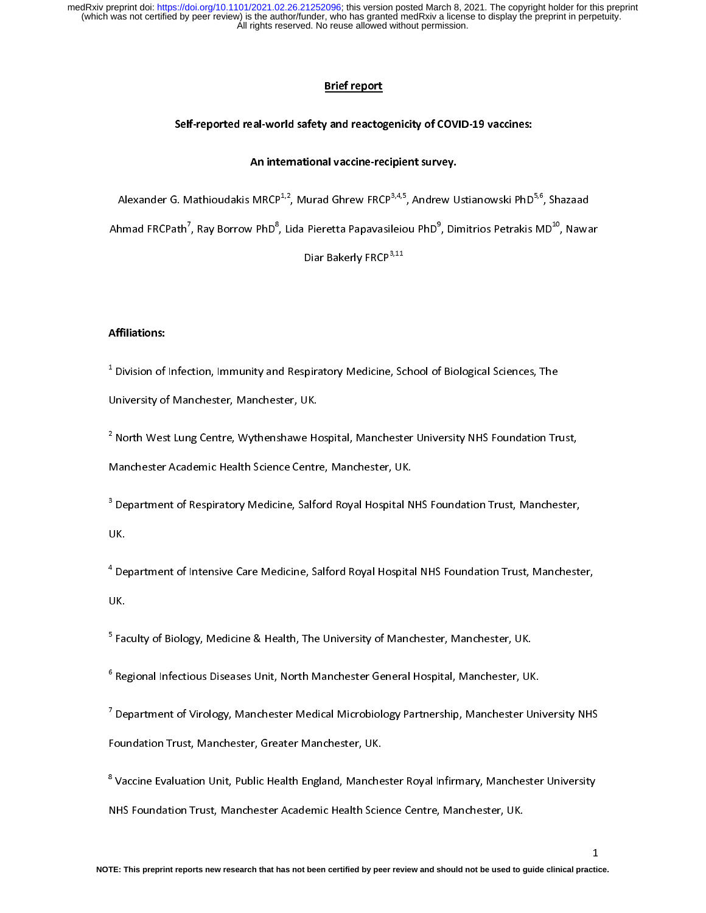**Brief report**

# Self-reported real-world safety and reactogenicity of COVID-19 vaccines: An international vaccine-recipient survey.

Alexander G. Mathioudakis MRCP[1,2], Murad Ghrew FRCP[3,4,5], Andrew Ustianowski PhD[5,6], Shazaad Ahmad FRCPath[7], Ray Borrow PhD[8], Lida Pieretta Papavasileiou PhD[9], Dimitrios Petrakis MD[10], Nawar Diar Bakerly FRCP[3,11]

**Affiliations:**

[1] Division of Infection, Immunity and Respiratory Medicine, School of Biological Sciences, The University of Manchester, Manchester, UK.

[2] North West Lung Centre, Wythenshawe Hospital, Manchester University NHS Foundation Trust, Manchester Academic Health Science Centre, Manchester, UK.

[3] Department of Respiratory Medicine, Salford Royal Hospital NHS Foundation Trust, Manchester, UK.

[4] Department of Intensive Care Medicine, Salford Royal Hospital NHS Foundation Trust, Manchester, UK.

[5] Faculty of Biology, Medicine & Health, The University of Manchester, Manchester, UK.

[6] Regional Infectious Diseases Unit, North Manchester General Hospital, Manchester, UK.

[7] Department of Virology, Manchester Medical Microbiology Partnership, Manchester University NHS Foundation Trust, Manchester, Greater Manchester, UK.

[8] Vaccine Evaluation Unit, Public Health England, Manchester Royal Infirmary, Manchester University NHS Foundation Trust, Manchester Academic Health Science Centre, Manchester, UK.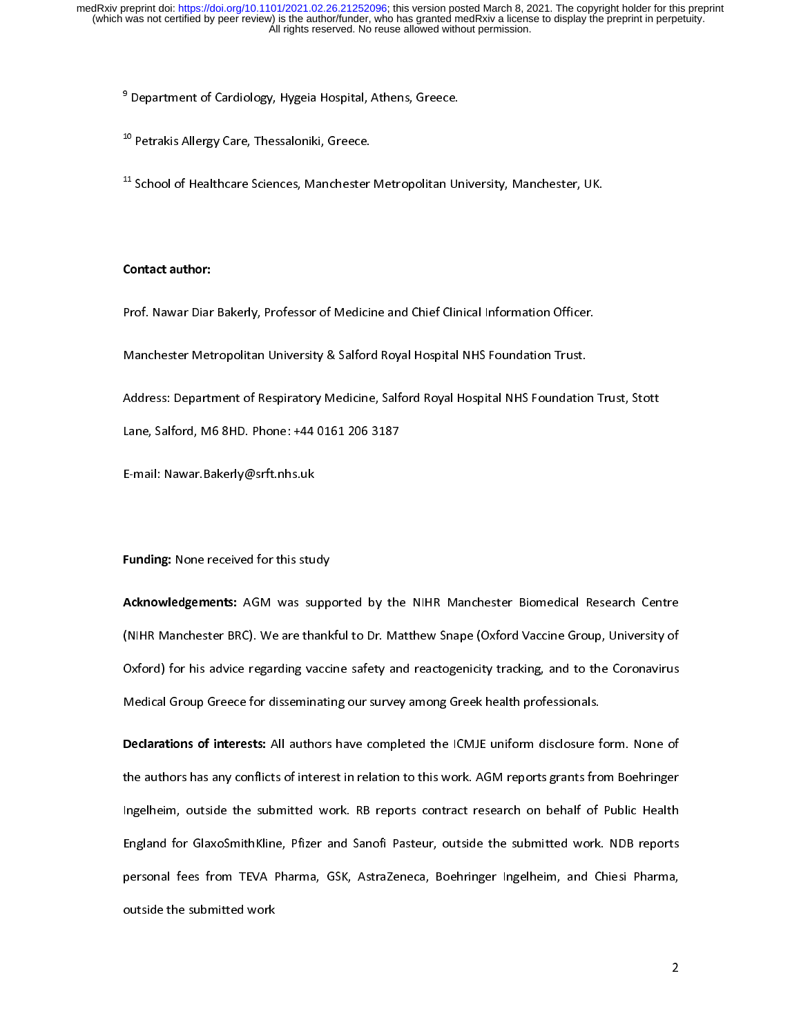[9] Department of Cardiology, Hygeia Hospital, Athens, Greece.

[10] Petrakis Allergy Care, Thessaloniki, Greece.

[11] School of Healthcare Sciences, Manchester Metropolitan University, Manchester, UK.

**Contact author:**

Prof. Nawar Diar Bakerly, Professor of Medicine and Chief Clinical Information Officer.

Manchester Metropolitan University & Salford Royal Hospital NHS Foundation Trust.

Address: Department of Respiratory Medicine, Salford Royal Hospital NHS Foundation Trust, Stott Lane, Salford, M6 8HD. Phone: +44 0161 206 3187

E-mail: Nawar.Bakerly@srft.nhs.uk

**Funding:** None received for this study

**Acknowledgements:** AGM was supported by the NIHR Manchester Biomedical Research Centre (NIHR Manchester BRC). We are thankful to Dr. Matthew Snape (Oxford Vaccine Group, University of Oxford) for his advice regarding vaccine safety and reactogenicity tracking, and to the Coronavirus Medical Group Greece for disseminating our survey among Greek health professionals.

**Declarations of interests:** All authors have completed the ICMJE uniform disclosure form. None of the authors has any conflicts of interest in relation to this work. AGM reports grants from Boehringer Ingelheim, outside the submitted work. RB reports contract research on behalf of Public Health England for GlaxoSmithKline, Pfizer and Sanofi Pasteur, outside the submitted work. NDB reports personal fees from TEVA Pharma, GSK, AstraZeneca, Boehringer Ingelheim, and Chiesi Pharma, outside the submitted work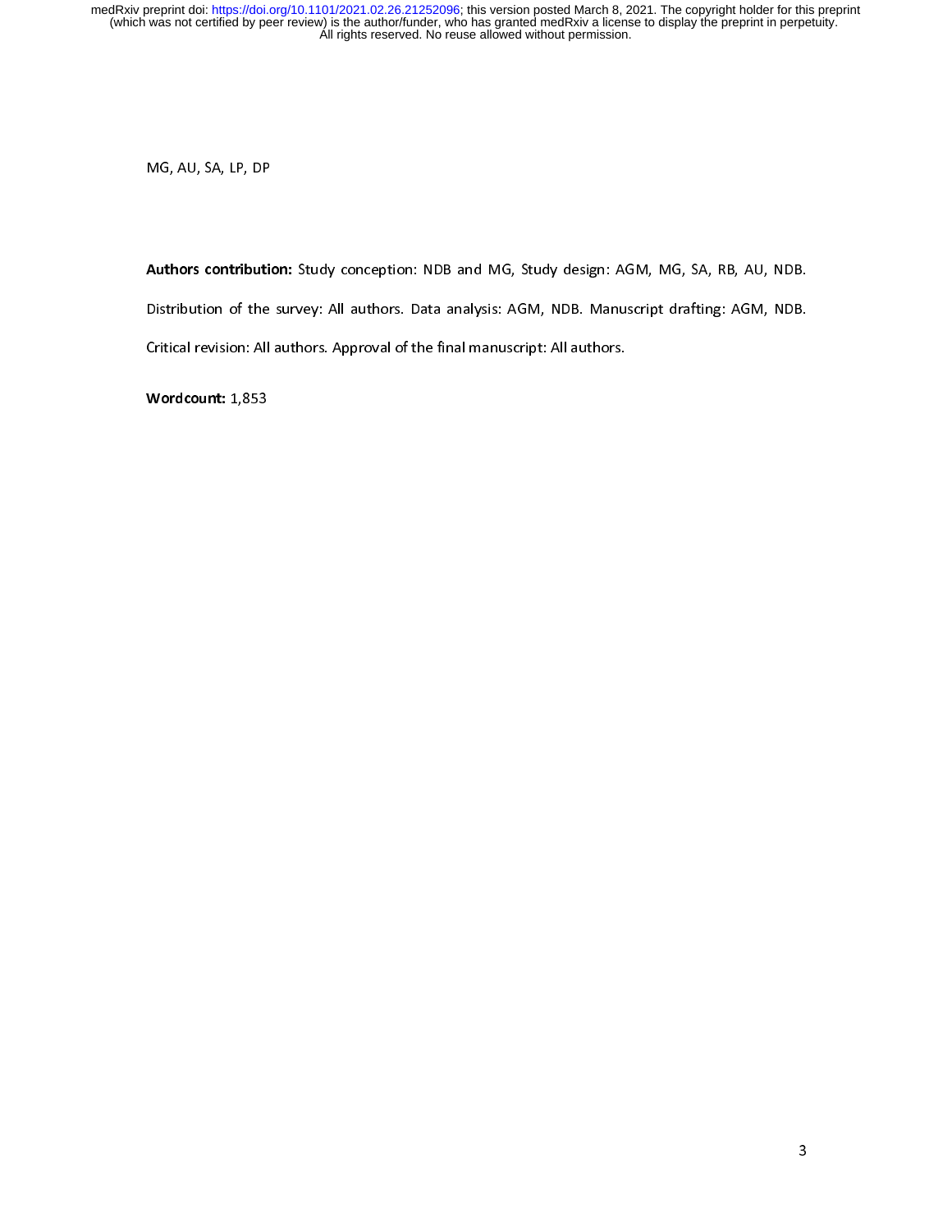MG, AU, SA, LP, DP

**Authors contribution:** Study conception: NDB and MG, Study design: AGM, MG, SA, RB, AU, NDB. Distribution of the survey: All authors. Data analysis: AGM, NDB. Manuscript drafting: AGM, NDB. Critical revision: All authors. Approval of the final manuscript: All authors.

**Wordcount:** 1,853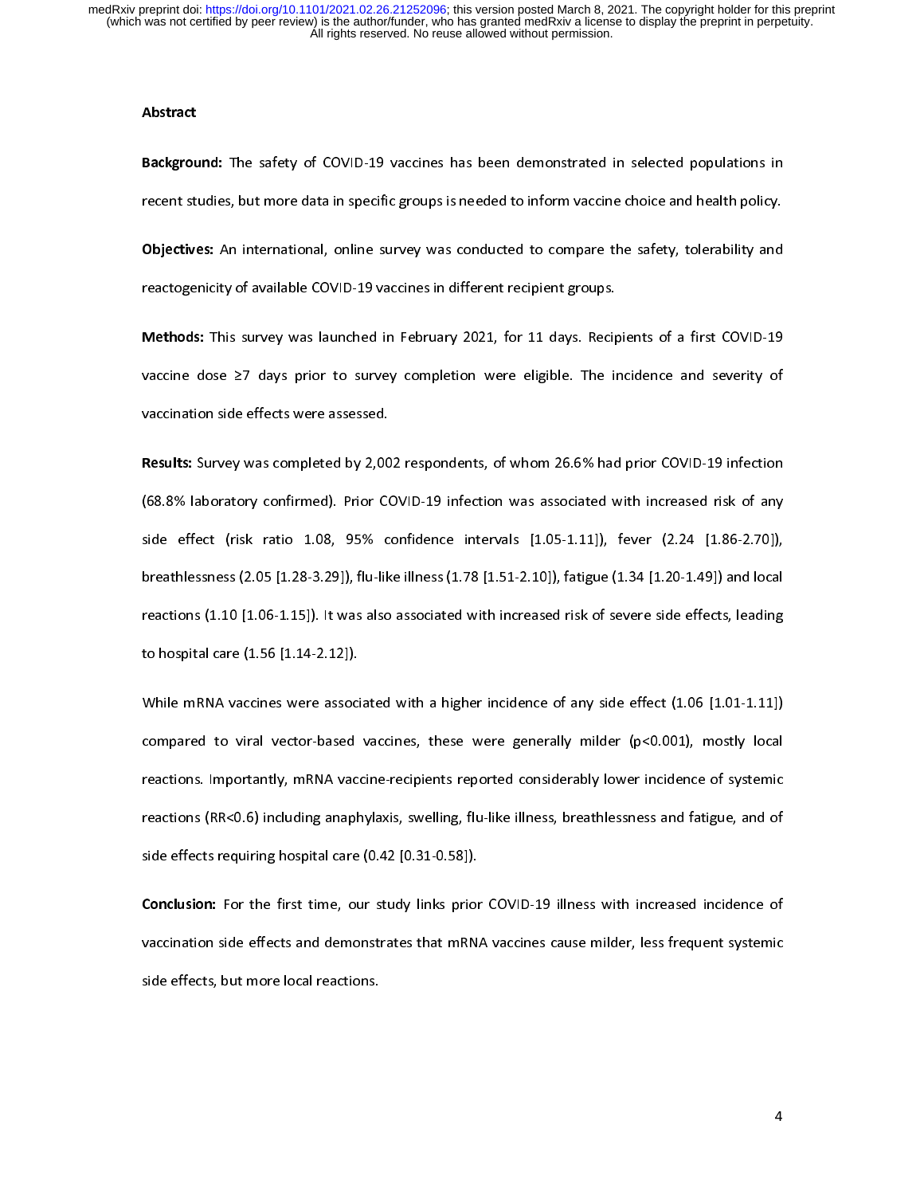## Abstract

**Background:** The safety of COVID-19 vaccines has been demonstrated in selected populations in recent studies, but more data in specific groups is needed to inform vaccine choice and health policy.

**Objectives:** An international, online survey was conducted to compare the safety, tolerability and reactogenicity of available COVID-19 vaccines in different recipient groups.

**Methods:** This survey was launched in February 2021, for 11 days. Recipients of a first COVID-19 vaccine dose ≥7 days prior to survey completion were eligible. The incidence and severity of vaccination side effects were assessed.

**Results:** Survey was completed by 2,002 respondents, of whom 26.6% had prior COVID-19 infection (68.8% laboratory confirmed). Prior COVID-19 infection was associated with increased risk of any side effect (risk ratio 1.08, 95% confidence intervals [1.05-1.11]), fever (2.24 [1.86-2.70]), breathlessness (2.05 [1.28-3.29]), flu-like illness (1.78 [1.51-2.10]), fatigue (1.34 [1.20-1.49]) and local reactions (1.10 [1.06-1.15]). It was also associated with increased risk of severe side effects, leading to hospital care (1.56 [1.14-2.12]).

While mRNA vaccines were associated with a higher incidence of any side effect (1.06 [1.01-1.11]) compared to viral vector-based vaccines, these were generally milder ($p<0.001$), mostly local reactions. Importantly, mRNA vaccine-recipients reported considerably lower incidence of systemic reactions (RR<0.6) including anaphylaxis, swelling, flu-like illness, breathlessness and fatigue, and of side effects requiring hospital care (0.42 [0.31-0.58]).

**Conclusion:** For the first time, our study links prior COVID-19 illness with increased incidence of vaccination side effects and demonstrates that mRNA vaccines cause milder, less frequent systemic side effects, but more local reactions.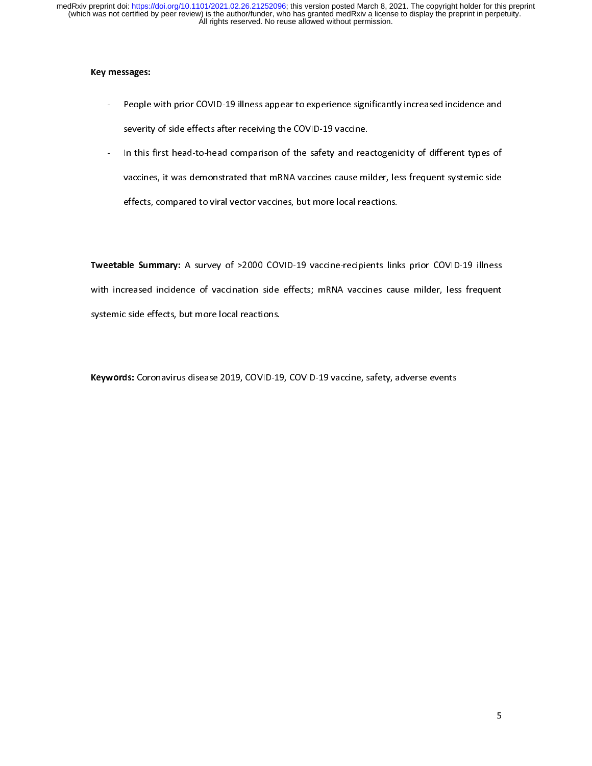**Key messages:**

- People with prior COVID-19 illness appear to experience significantly increased incidence and severity of side effects after receiving the COVID-19 vaccine.
- In this first head-to-head comparison of the safety and reactogenicity of different types of vaccines, it was demonstrated that mRNA vaccines cause milder, less frequent systemic side effects, compared to viral vector vaccines, but more local reactions.

**Tweetable Summary:** A survey of >2000 COVID-19 vaccine-recipients links prior COVID-19 illness with increased incidence of vaccination side effects; mRNA vaccines cause milder, less frequent systemic side effects, but more local reactions.

**Keywords:** Coronavirus disease 2019, COVID-19, COVID-19 vaccine, safety, adverse events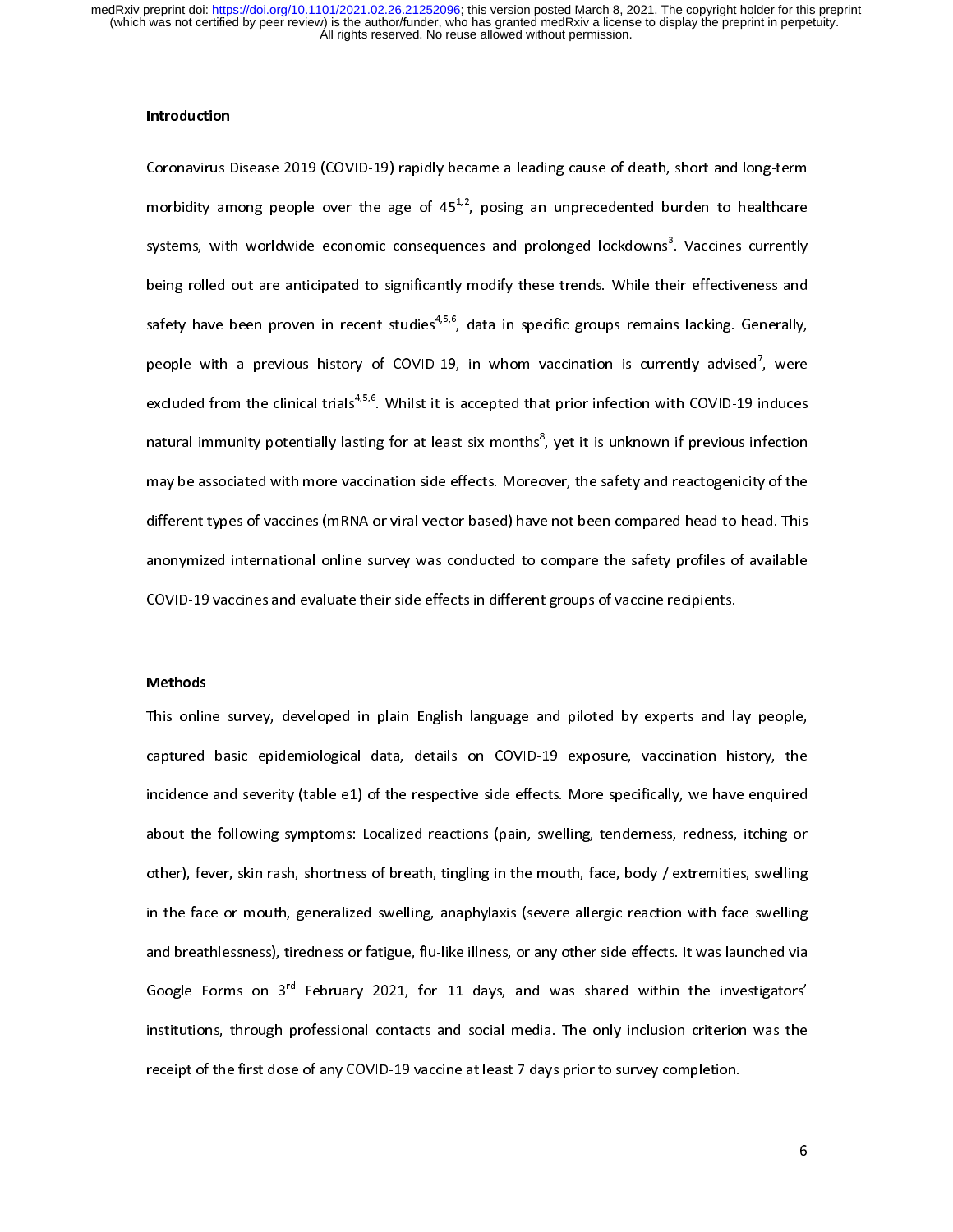## Introduction

Coronavirus Disease 2019 (COVID-19) rapidly became a leading cause of death, short and long-term morbidity among people over the age of 45[1,2], posing an unprecedented burden to healthcare systems, with worldwide economic consequences and prolonged lockdowns[3]. Vaccines currently being rolled out are anticipated to significantly modify these trends. While their effectiveness and safety have been proven in recent studies[4,5,6], data in specific groups remains lacking. Generally, people with a previous history of COVID-19, in whom vaccination is currently advised[7], were excluded from the clinical trials[4,5,6]. Whilst it is accepted that prior infection with COVID-19 induces natural immunity potentially lasting for at least six months[8], yet it is unknown if previous infection may be associated with more vaccination side effects. Moreover, the safety and reactogenicity of the different types of vaccines (mRNA or viral vector-based) have not been compared head-to-head. This anonymized international online survey was conducted to compare the safety profiles of available COVID-19 vaccines and evaluate their side effects in different groups of vaccine recipients.

## Methods

This online survey, developed in plain English language and piloted by experts and lay people, captured basic epidemiological data, details on COVID-19 exposure, vaccination history, the incidence and severity (table e1) of the respective side effects. More specifically, we have enquired about the following symptoms: Localized reactions (pain, swelling, tenderness, redness, itching or other), fever, skin rash, shortness of breath, tingling in the mouth, face, body / extremities, swelling in the face or mouth, generalized swelling, anaphylaxis (severe allergic reaction with face swelling and breathlessness), tiredness or fatigue, flu-like illness, or any other side effects. It was launched via Google Forms on 3rd February 2021, for 11 days, and was shared within the investigators' institutions, through professional contacts and social media. The only inclusion criterion was the receipt of the first dose of any COVID-19 vaccine at least 7 days prior to survey completion.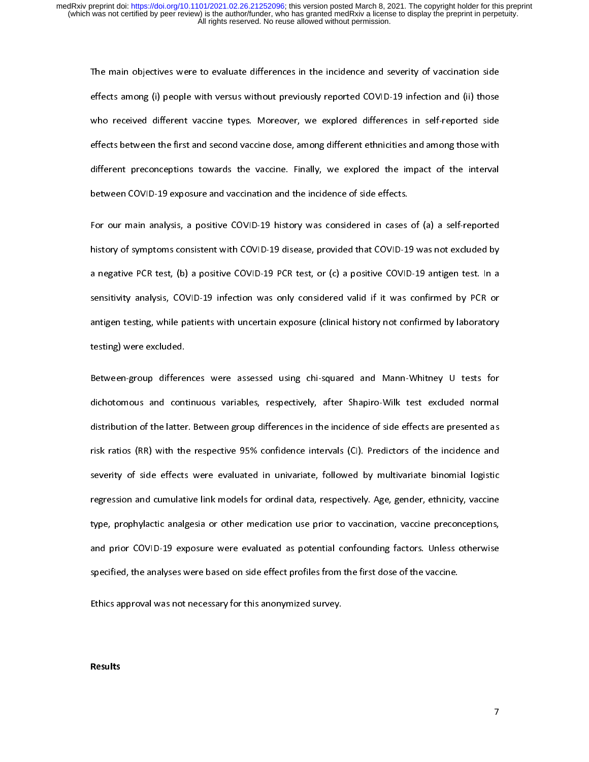The main objectives were to evaluate differences in the incidence and severity of vaccination side effects among (i) people with versus without previously reported COVID-19 infection and (ii) those who received different vaccine types. Moreover, we explored differences in self-reported side effects between the first and second vaccine dose, among different ethnicities and among those with different preconceptions towards the vaccine. Finally, we explored the impact of the interval between COVID-19 exposure and vaccination and the incidence of side effects.

For our main analysis, a positive COVID-19 history was considered in cases of (a) a self-reported history of symptoms consistent with COVID-19 disease, provided that COVID-19 was not excluded by a negative PCR test, (b) a positive COVID-19 PCR test, or (c) a positive COVID-19 antigen test. In a sensitivity analysis, COVID-19 infection was only considered valid if it was confirmed by PCR or antigen testing, while patients with uncertain exposure (clinical history not confirmed by laboratory testing) were excluded.

Between-group differences were assessed using chi-squared and Mann-Whitney U tests for dichotomous and continuous variables, respectively, after Shapiro-Wilk test excluded normal distribution of the latter. Between group differences in the incidence of side effects are presented as risk ratios (RR) with the respective 95% confidence intervals (CI). Predictors of the incidence and severity of side effects were evaluated in univariate, followed by multivariate binomial logistic regression and cumulative link models for ordinal data, respectively. Age, gender, ethnicity, vaccine type, prophylactic analgesia or other medication use prior to vaccination, vaccine preconceptions, and prior COVID-19 exposure were evaluated as potential confounding factors. Unless otherwise specified, the analyses were based on side effect profiles from the first dose of the vaccine.

Ethics approval was not necessary for this anonymized survey.

## Results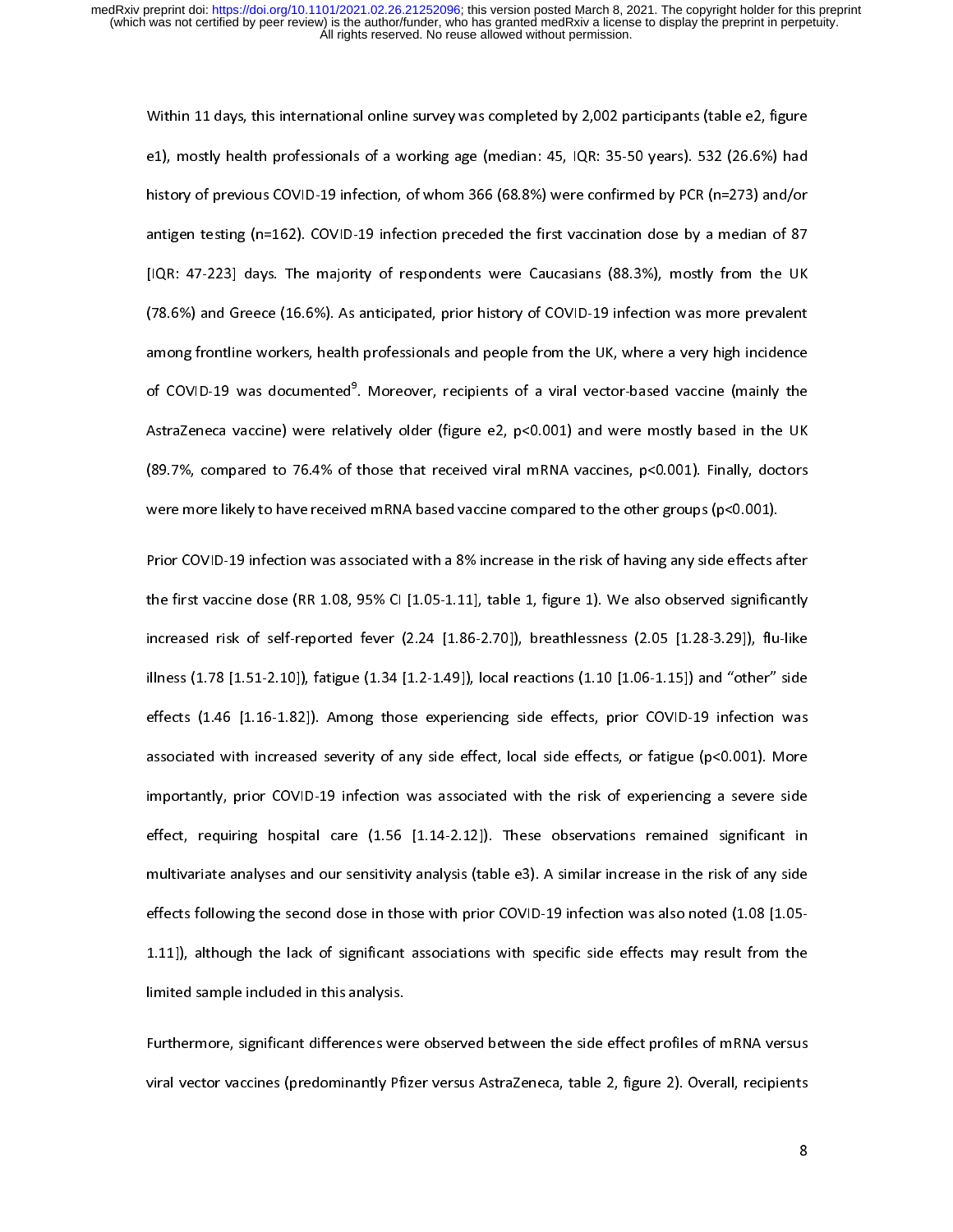Within 11 days, this international online survey was completed by 2,002 participants (table e2, figure e1), mostly health professionals of a working age (median: 45, IQR: 35-50 years). 532 (26.6%) had history of previous COVID-19 infection, of whom 366 (68.8%) were confirmed by PCR (n=273) and/or antigen testing (n=162). COVID-19 infection preceded the first vaccination dose by a median of 87 [IQR: 47-223] days. The majority of respondents were Caucasians (88.3%), mostly from the UK (78.6%) and Greece (16.6%). As anticipated, prior history of COVID-19 infection was more prevalent among frontline workers, health professionals and people from the UK, where a very high incidence of COVID-19 was documented[9]. Moreover, recipients of a viral vector-based vaccine (mainly the AstraZeneca vaccine) were relatively older (figure e2, $p<0.001$) and were mostly based in the UK (89.7%, compared to 76.4% of those that received viral mRNA vaccines, $p<0.001$). Finally, doctors were more likely to have received mRNA based vaccine compared to the other groups ($p<0.001$).

Prior COVID-19 infection was associated with a 8% increase in the risk of having any side effects after the first vaccine dose (RR 1.08, 95% CI [1.05-1.11], table 1, figure 1). We also observed significantly increased risk of self-reported fever (2.24 [1.86-2.70]), breathlessness (2.05 [1.28-3.29]), flu-like illness (1.78 [1.51-2.10]), fatigue (1.34 [1.2-1.49]), local reactions (1.10 [1.06-1.15]) and "other" side effects (1.46 [1.16-1.82]). Among those experiencing side effects, prior COVID-19 infection was associated with increased severity of any side effect, local side effects, or fatigue ($p<0.001$). More importantly, prior COVID-19 infection was associated with the risk of experiencing a severe side effect, requiring hospital care (1.56 [1.14-2.12]). These observations remained significant in multivariate analyses and our sensitivity analysis (table e3). A similar increase in the risk of any side effects following the second dose in those with prior COVID-19 infection was also noted (1.08 [1.05-1.11]), although the lack of significant associations with specific side effects may result from the limited sample included in this analysis.

Furthermore, significant differences were observed between the side effect profiles of mRNA versus viral vector vaccines (predominantly Pfizer versus AstraZeneca, table 2, figure 2). Overall, recipients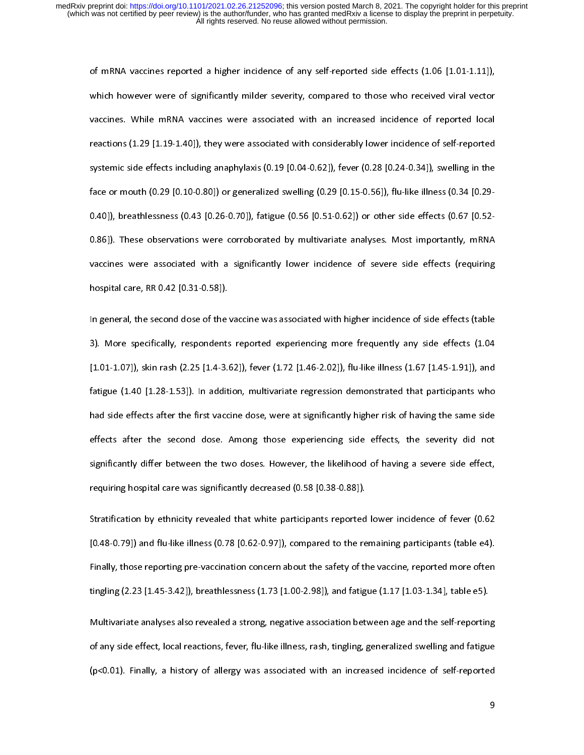of mRNA vaccines reported a higher incidence of any self-reported side effects (1.06 [1.01-1.11]), which however were of significantly milder severity, compared to those who received viral vector vaccines. While mRNA vaccines were associated with an increased incidence of reported local reactions (1.29 [1.19-1.40]), they were associated with considerably lower incidence of self-reported systemic side effects including anaphylaxis (0.19 [0.04-0.62]), fever (0.28 [0.24-0.34]), swelling in the face or mouth (0.29 [0.10-0.80]) or generalized swelling (0.29 [0.15-0.56]), flu-like illness (0.34 [0.29-0.40]), breathlessness (0.43 [0.26-0.70]), fatigue (0.56 [0.51-0.62]) or other side effects (0.67 [0.52-0.86]). These observations were corroborated by multivariate analyses. Most importantly, mRNA vaccines were associated with a significantly lower incidence of severe side effects (requiring hospital care, RR 0.42 [0.31-0.58]).

In general, the second dose of the vaccine was associated with higher incidence of side effects (table 3). More specifically, respondents reported experiencing more frequently any side effects (1.04 [1.01-1.07]), skin rash (2.25 [1.4-3.62]), fever (1.72 [1.46-2.02]), flu-like illness (1.67 [1.45-1.91]), and fatigue (1.40 [1.28-1.53]). In addition, multivariate regression demonstrated that participants who had side effects after the first vaccine dose, were at significantly higher risk of having the same side effects after the second dose. Among those experiencing side effects, the severity did not significantly differ between the two doses. However, the likelihood of having a severe side effect, requiring hospital care was significantly decreased (0.58 [0.38-0.88]).

Stratification by ethnicity revealed that white participants reported lower incidence of fever (0.62 [0.48-0.79]) and flu-like illness (0.78 [0.62-0.97]), compared to the remaining participants (table e4). Finally, those reporting pre-vaccination concern about the safety of the vaccine, reported more often tingling (2.23 [1.45-3.42]), breathlessness (1.73 [1.00-2.98]), and fatigue (1.17 [1.03-1.34], table e5).

Multivariate analyses also revealed a strong, negative association between age and the self-reporting of any side effect, local reactions, fever, flu-like illness, rash, tingling, generalized swelling and fatigue ($p<0.01$). Finally, a history of allergy was associated with an increased incidence of self-reported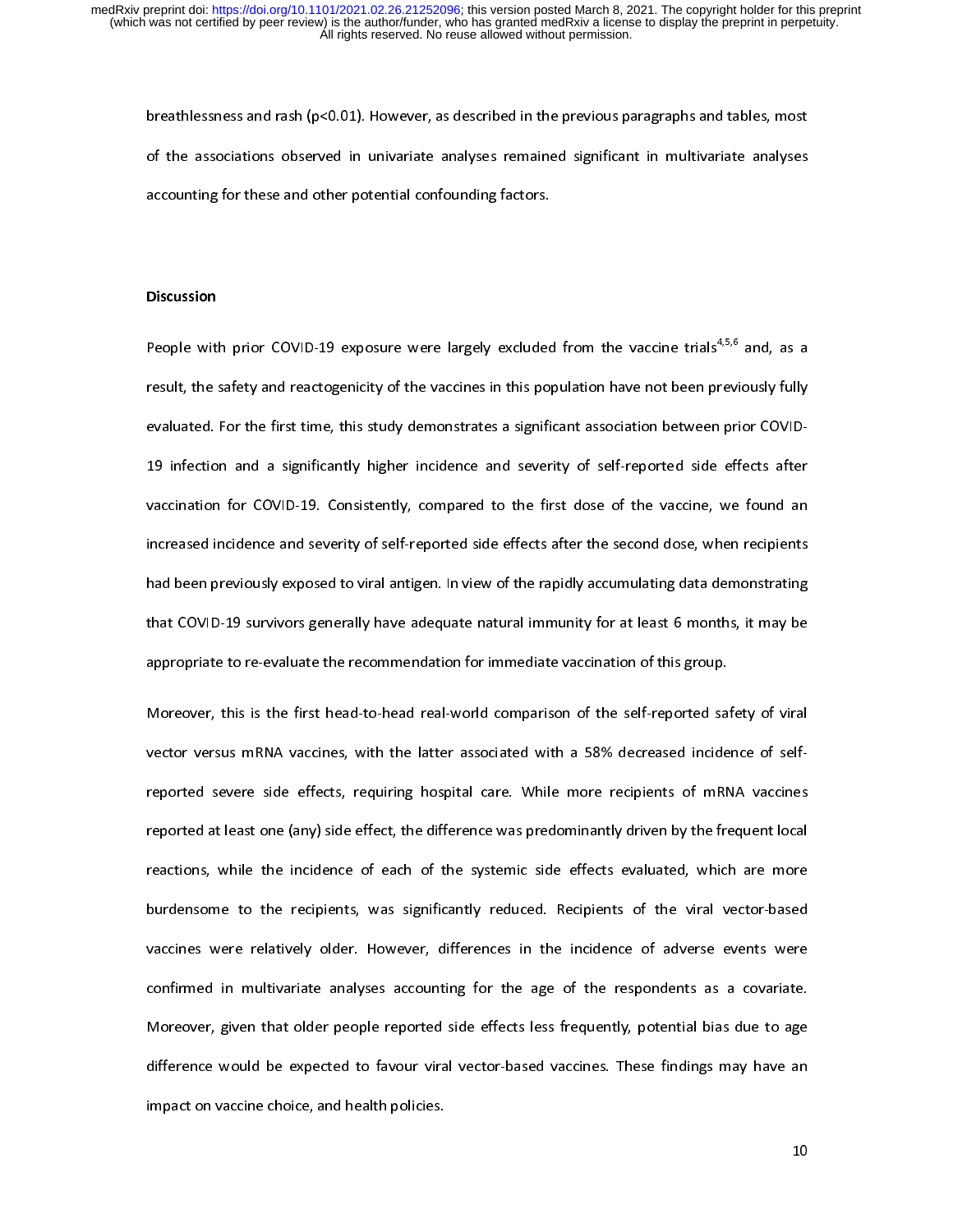breathlessness and rash ($p<0.01$). However, as described in the previous paragraphs and tables, most of the associations observed in univariate analyses remained significant in multivariate analyses accounting for these and other potential confounding factors.

## Discussion

People with prior COVID-19 exposure were largely excluded from the vaccine trials[4,5,6] and, as a result, the safety and reactogenicity of the vaccines in this population have not been previously fully evaluated. For the first time, this study demonstrates a significant association between prior COVID-19 infection and a significantly higher incidence and severity of self-reported side effects after vaccination for COVID-19. Consistently, compared to the first dose of the vaccine, we found an increased incidence and severity of self-reported side effects after the second dose, when recipients had been previously exposed to viral antigen. In view of the rapidly accumulating data demonstrating that COVID-19 survivors generally have adequate natural immunity for at least 6 months, it may be appropriate to re-evaluate the recommendation for immediate vaccination of this group.

Moreover, this is the first head-to-head real-world comparison of the self-reported safety of viral vector versus mRNA vaccines, with the latter associated with a 58% decreased incidence of self-reported severe side effects, requiring hospital care. While more recipients of mRNA vaccines reported at least one (any) side effect, the difference was predominantly driven by the frequent local reactions, while the incidence of each of the systemic side effects evaluated, which are more burdensome to the recipients, was significantly reduced. Recipients of the viral vector-based vaccines were relatively older. However, differences in the incidence of adverse events were confirmed in multivariate analyses accounting for the age of the respondents as a covariate. Moreover, given that older people reported side effects less frequently, potential bias due to age difference would be expected to favour viral vector-based vaccines. These findings may have an impact on vaccine choice, and health policies.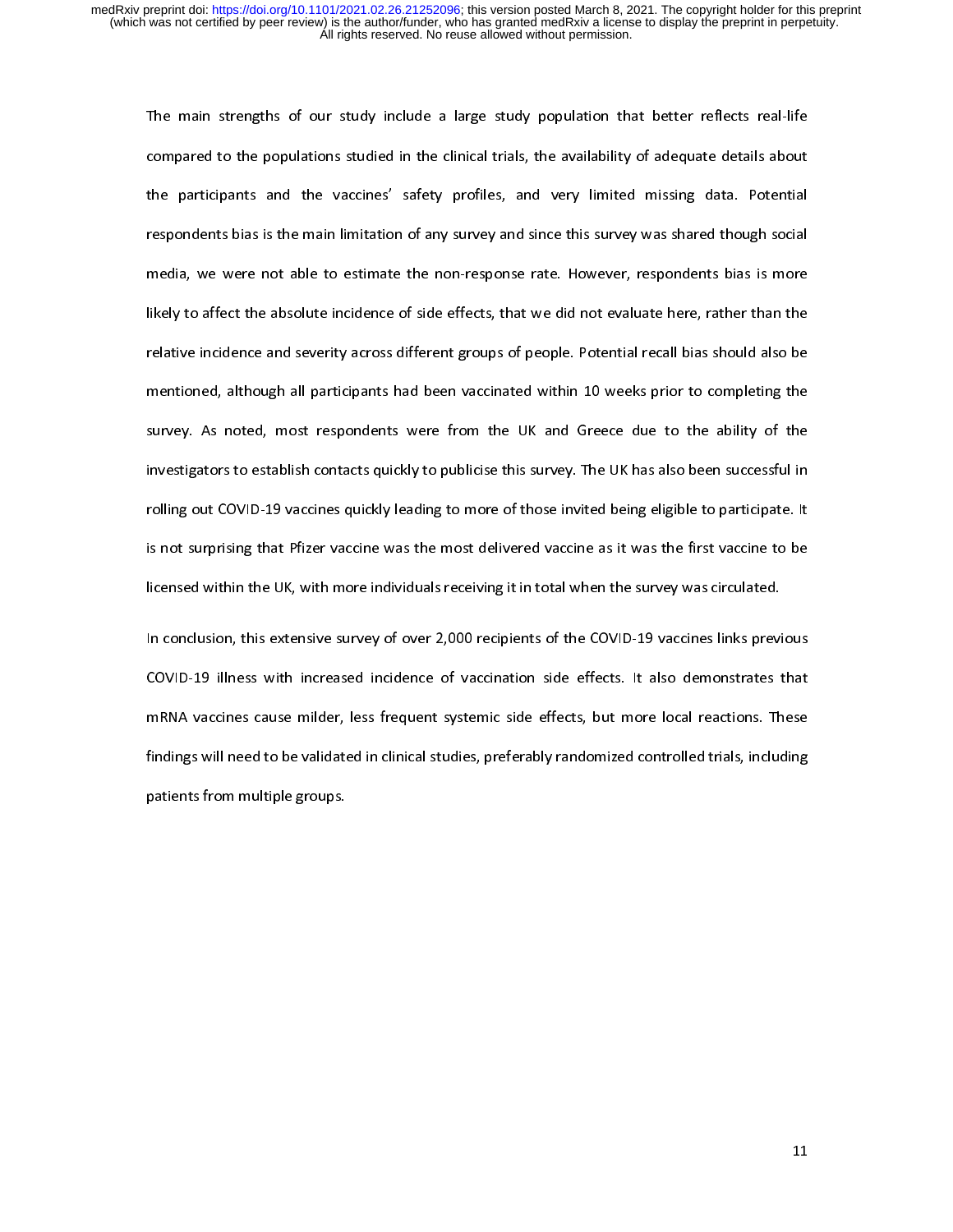The main strengths of our study include a large study population that better reflects real-life compared to the populations studied in the clinical trials, the availability of adequate details about the participants and the vaccines' safety profiles, and very limited missing data. Potential respondents bias is the main limitation of any survey and since this survey was shared though social media, we were not able to estimate the non-response rate. However, respondents bias is more likely to affect the absolute incidence of side effects, that we did not evaluate here, rather than the relative incidence and severity across different groups of people. Potential recall bias should also be mentioned, although all participants had been vaccinated within 10 weeks prior to completing the survey. As noted, most respondents were from the UK and Greece due to the ability of the investigators to establish contacts quickly to publicise this survey. The UK has also been successful in rolling out COVID-19 vaccines quickly leading to more of those invited being eligible to participate. It is not surprising that Pfizer vaccine was the most delivered vaccine as it was the first vaccine to be licensed within the UK, with more individuals receiving it in total when the survey was circulated.

In conclusion, this extensive survey of over 2,000 recipients of the COVID-19 vaccines links previous COVID-19 illness with increased incidence of vaccination side effects. It also demonstrates that mRNA vaccines cause milder, less frequent systemic side effects, but more local reactions. These findings will need to be validated in clinical studies, preferably randomized controlled trials, including patients from multiple groups.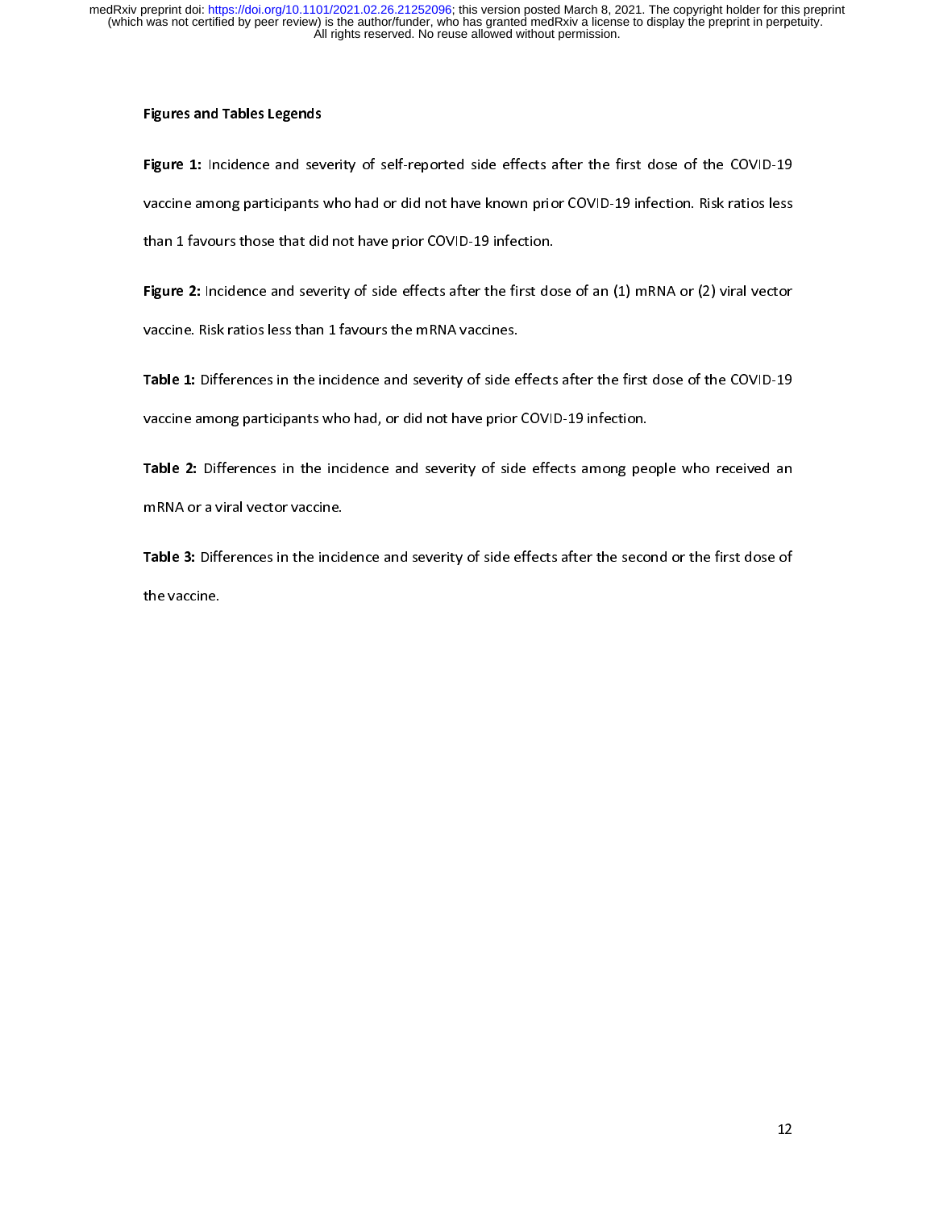## Figures and Tables Legends

**Figure 1:** Incidence and severity of self-reported side effects after the first dose of the COVID-19 vaccine among participants who had or did not have known prior COVID-19 infection. Risk ratios less than 1 favours those that did not have prior COVID-19 infection.

**Figure 2:** Incidence and severity of side effects after the first dose of an (1) mRNA or (2) viral vector vaccine. Risk ratios less than 1 favours the mRNA vaccines.

**Table 1:** Differences in the incidence and severity of side effects after the first dose of the COVID-19 vaccine among participants who had, or did not have prior COVID-19 infection.

**Table 2:** Differences in the incidence and severity of side effects among people who received an mRNA or a viral vector vaccine.

**Table 3:** Differences in the incidence and severity of side effects after the second or the first dose of the vaccine.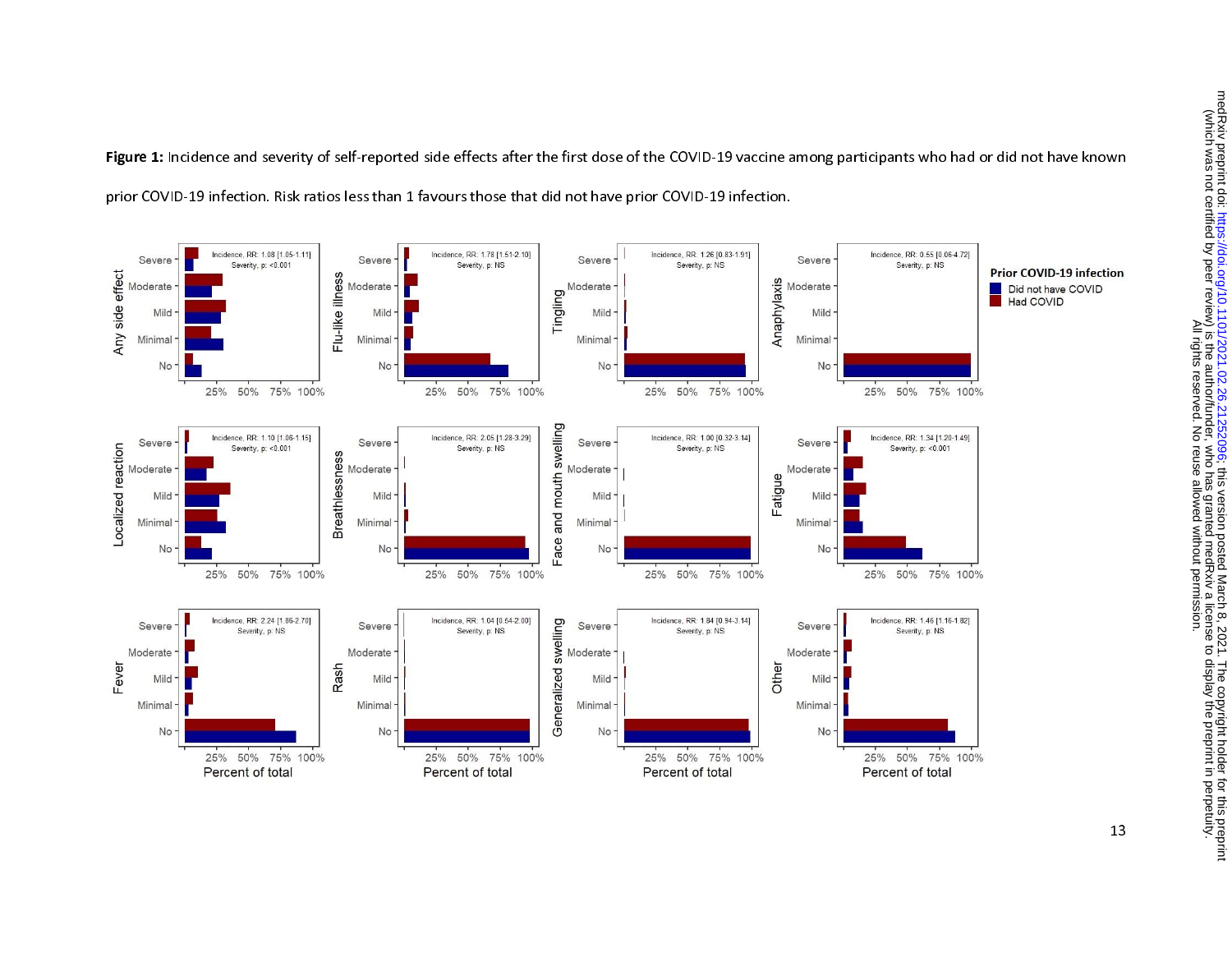**Figure 1:** Incidence and severity of self-reported side effects after the first dose of the COVID-19 vaccine among participants who had or did not have known prior COVID-19 infection. Risk ratios less than 1 favours those that did not have prior COVID-19 infection.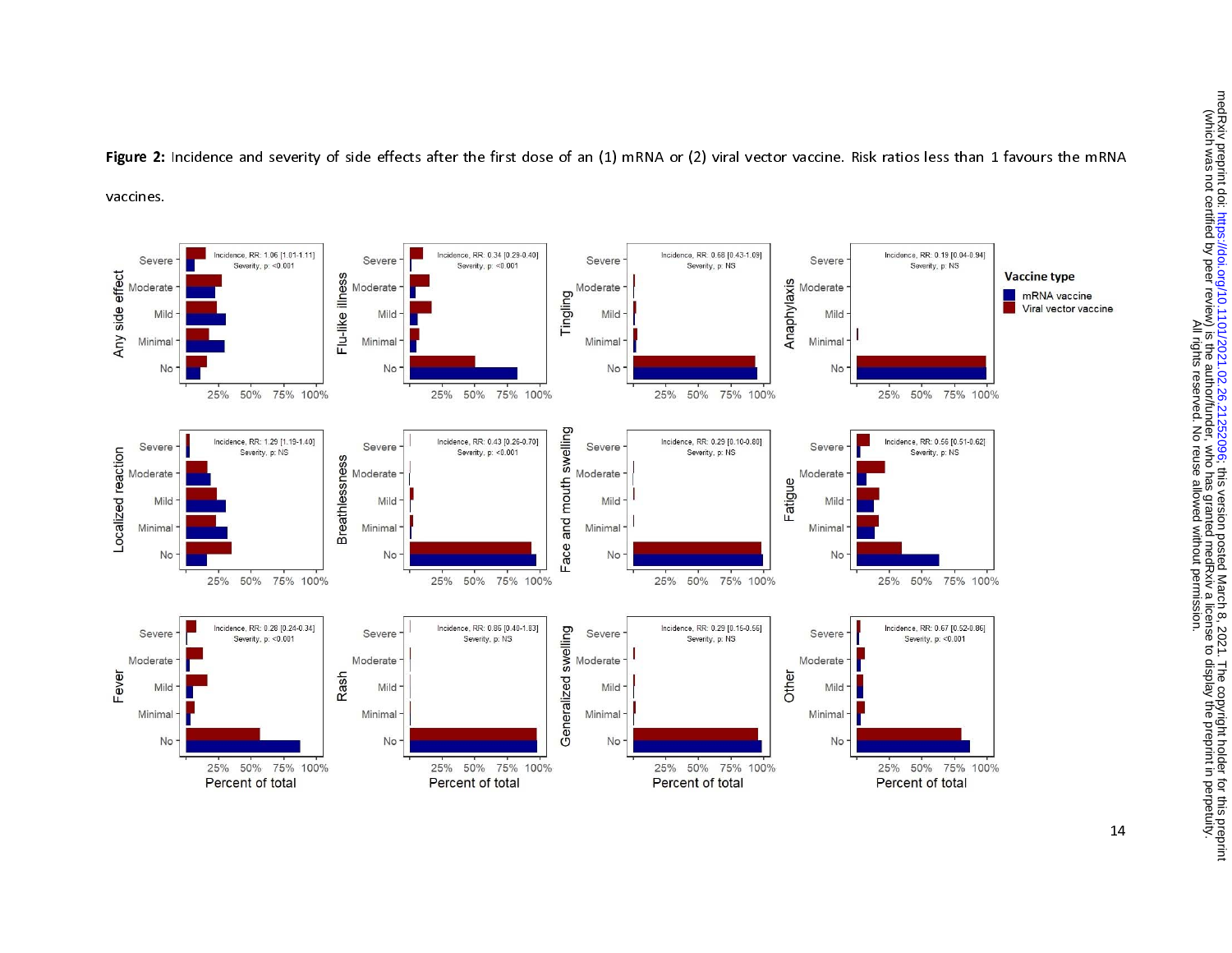**Figure 2:** Incidence and severity of side effects after the first dose of an (1) mRNA or (2) viral vector vaccine. Risk ratios less than 1 favours the mRNA vaccines.

Any side effect — Incidence, RR: 1.06 [1.01-1.11]; Severity, p: <0.001

Flu-like illness — Incidence, RR: 0.34 [0.29-0.40]; Severity, p: <0.001

Tingling — Incidence, RR: 0.68 [0.43-1.09]; Severity, p: NS

Anaphylaxis — Incidence, RR: 0.19 [0.04-0.94]; Severity, p: NS

Localized reaction — Incidence, RR: 1.29 [1.19-1.40]; Severity, p: NS

Breathlessness — Incidence, RR: 0.43 [0.26-0.70]; Severity, p: <0.001

Face and mouth swelling — Incidence, RR: 0.29 [0.10-0.80]; Severity, p: NS

Fatigue — Incidence, RR: 0.56 [0.51-0.62]; Severity, p: NS

Fever — Incidence, RR: 0.28 [0.24-0.34]; Severity, p: <0.001

Rash — Incidence, RR: 0.85 [0.40-1.83]; Severity, p: NS

Generalized swelling — Incidence, RR: 0.29 [0.15-0.56]; Severity, p: NS

Other — Incidence, RR: 0.67 [0.52-0.86]; Severity, p: <0.001

Vaccine type: mRNA vaccine; Viral vector vaccine

Percent of total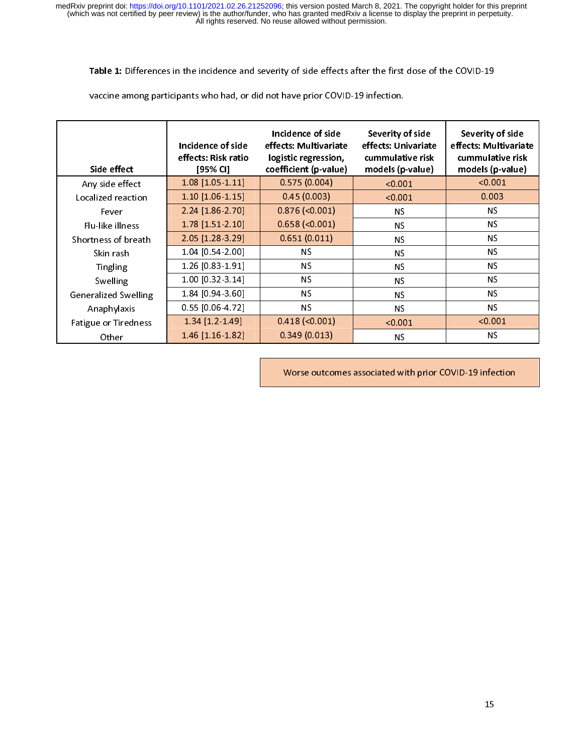**Table 1:** Differences in the incidence and severity of side effects after the first dose of the COVID-19 vaccine among participants who had, or did not have prior COVID-19 infection.

| Side effect | Incidence of side effects: Risk ratio [95% CI] | Incidence of side effects: Multivariate logistic regression, coefficient (p-value) | Severity of side effects: Univariate cummulative risk models (p-value) | Severity of side effects: Multivariate cummulative risk models (p-value) |
|---|---|---|---|---|
| Any side effect | 1.08 [1.05-1.11] | 0.575 (0.004) | <0.001 | <0.001 |
| Localized reaction | 1.10 [1.06-1.15] | 0.45 (0.003) | <0.001 | 0.003 |
| Fever | 2.24 [1.86-2.70] | 0.876 (<0.001) | NS | NS |
| Flu-like illness | 1.78 [1.51-2.10] | 0.658 (<0.001) | NS | NS |
| Shortness of breath | 2.05 [1.28-3.29] | 0.651 (0.011) | NS | NS |
| Skin rash | 1.04 [0.54-2.00] | NS | NS | NS |
| Tingling | 1.26 [0.83-1.91] | NS | NS | NS |
| Swelling | 1.00 [0.32-3.14] | NS | NS | NS |
| Generalized Swelling | 1.84 [0.94-3.60] | NS | NS | NS |
| Anaphylaxis | 0.55 [0.06-4.72] | NS | NS | NS |
| Fatigue or Tiredness | 1.34 [1.2-1.49] | 0.418 (<0.001) | <0.001 | <0.001 |
| Other | 1.46 [1.16-1.82] | 0.349 (0.013) | NS | NS |

Worse outcomes associated with prior COVID-19 infection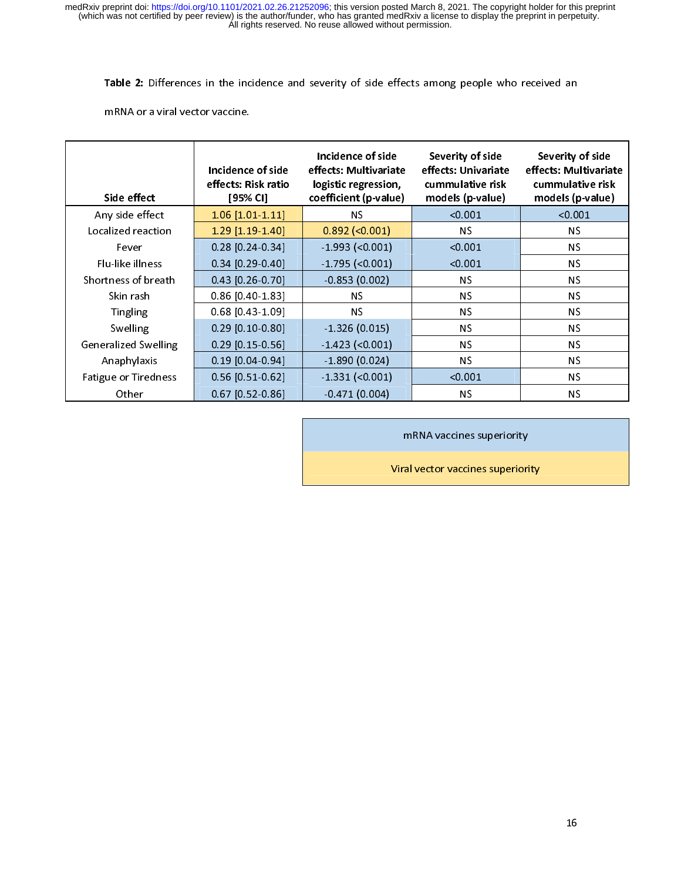**Table 2:** Differences in the incidence and severity of side effects among people who received an mRNA or a viral vector vaccine.

| Side effect | Incidence of side effects: Risk ratio [95% CI] | Incidence of side effects: Multivariate logistic regression, coefficient (p-value) | Severity of side effects: Univariate cummulative risk models (p-value) | Severity of side effects: Multivariate cummulative risk models (p-value) |
|---|---|---|---|---|
| Any side effect | 1.06 [1.01-1.11] | NS | <0.001 | <0.001 |
| Localized reaction | 1.29 [1.19-1.40] | 0.892 (<0.001) | NS | NS |
| Fever | 0.28 [0.24-0.34] | -1.993 (<0.001) | <0.001 | NS |
| Flu-like illness | 0.34 [0.29-0.40] | -1.795 (<0.001) | <0.001 | NS |
| Shortness of breath | 0.43 [0.26-0.70] | -0.853 (0.002) | NS | NS |
| Skin rash | 0.86 [0.40-1.83] | NS | NS | NS |
| Tingling | 0.68 [0.43-1.09] | NS | NS | NS |
| Swelling | 0.29 [0.10-0.80] | -1.326 (0.015) | NS | NS |
| Generalized Swelling | 0.29 [0.15-0.56] | -1.423 (<0.001) | NS | NS |
| Anaphylaxis | 0.19 [0.04-0.94] | -1.890 (0.024) | NS | NS |
| Fatigue or Tiredness | 0.56 [0.51-0.62] | -1.331 (<0.001) | <0.001 | NS |
| Other | 0.67 [0.52-0.86] | -0.471 (0.004) | NS | NS |

| Legend |
|---|
| mRNA vaccines superiority |
| Viral vector vaccines superiority |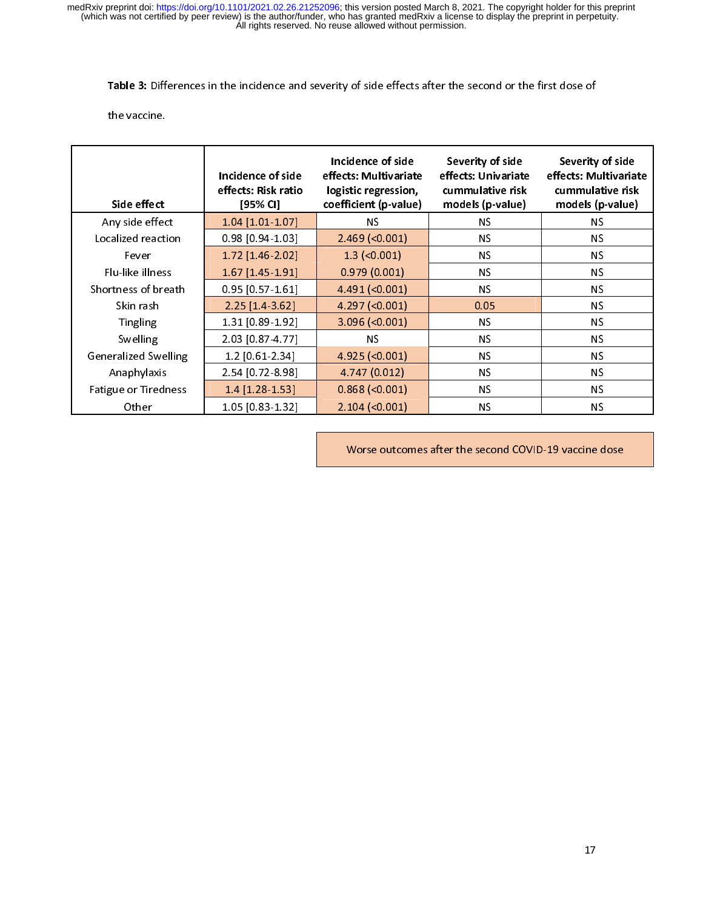**Table 3:** Differences in the incidence and severity of side effects after the second or the first dose of the vaccine.

| Side effect | Incidence of side effects: Risk ratio [95% CI] | Incidence of side effects: Multivariate logistic regression, coefficient (p-value) | Severity of side effects: Univariate cummulative risk models (p-value) | Severity of side effects: Multivariate cummulative risk models (p-value) |
|---|---|---|---|---|
| Any side effect | 1.04 [1.01-1.07] | NS | NS | NS |
| Localized reaction | 0.98 [0.94-1.03] | 2.469 (<0.001) | NS | NS |
| Fever | 1.72 [1.46-2.02] | 1.3 (<0.001) | NS | NS |
| Flu-like illness | 1.67 [1.45-1.91] | 0.979 (0.001) | NS | NS |
| Shortness of breath | 0.95 [0.57-1.61] | 4.491 (<0.001) | NS | NS |
| Skin rash | 2.25 [1.4-3.62] | 4.297 (<0.001) | 0.05 | NS |
| Tingling | 1.31 [0.89-1.92] | 3.096 (<0.001) | NS | NS |
| Swelling | 2.03 [0.87-4.77] | NS | NS | NS |
| Generalized Swelling | 1.2 [0.61-2.34] | 4.925 (<0.001) | NS | NS |
| Anaphylaxis | 2.54 [0.72-8.98] | 4.747 (0.012) | NS | NS |
| Fatigue or Tiredness | 1.4 [1.28-1.53] | 0.868 (<0.001) | NS | NS |
| Other | 1.05 [0.83-1.32] | 2.104 (<0.001) | NS | NS |

Worse outcomes after the second COVID-19 vaccine dose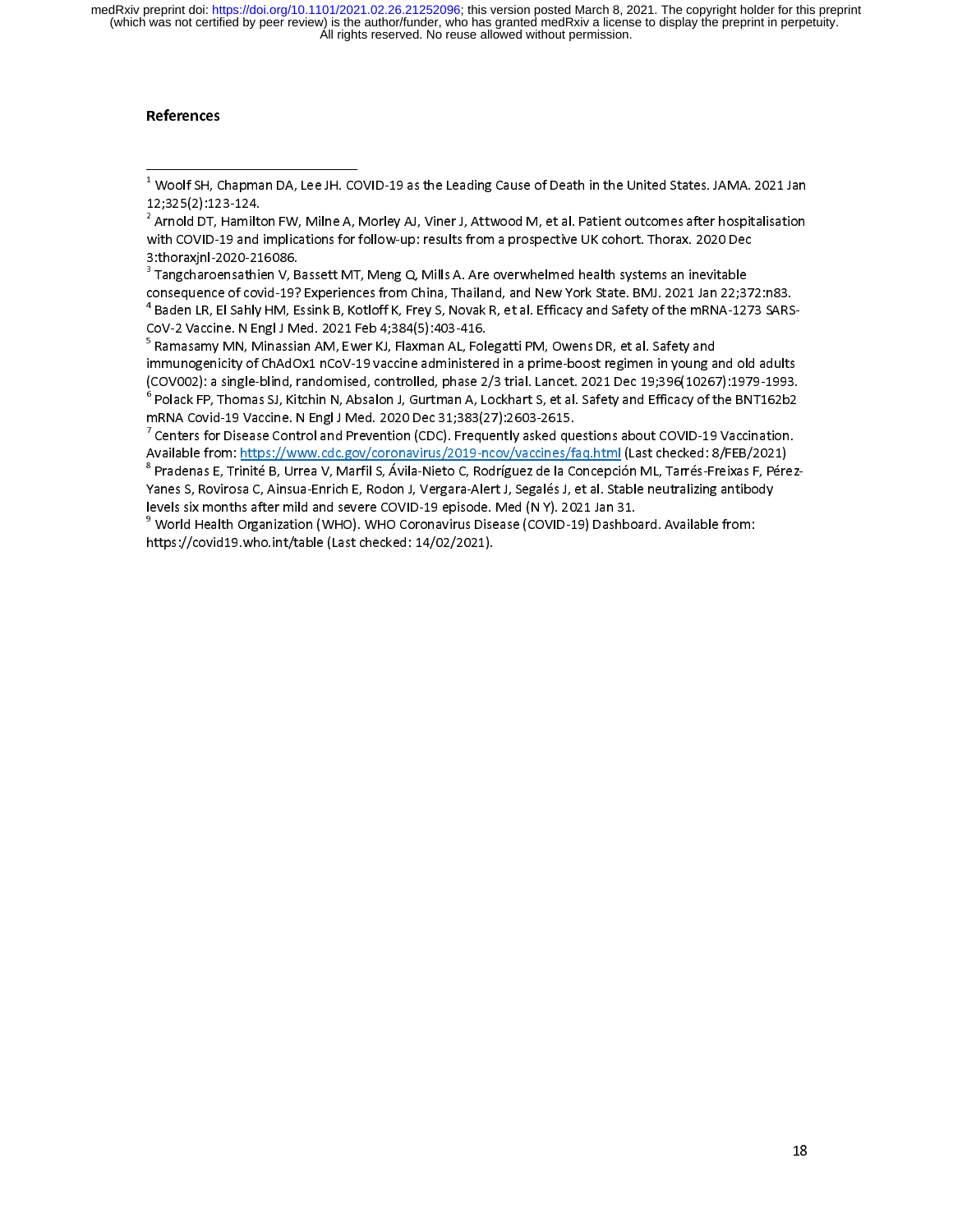## References

[1] Woolf SH, Chapman DA, Lee JH. COVID-19 as the Leading Cause of Death in the United States. JAMA. 2021 Jan 12;325(2):123-124.

[2] Arnold DT, Hamilton FW, Milne A, Morley AJ, Viner J, Attwood M, et al. Patient outcomes after hospitalisation with COVID-19 and implications for follow-up: results from a prospective UK cohort. Thorax. 2020 Dec 3:thoraxjnl-2020-216086.

[3] Tangcharoensathien V, Bassett MT, Meng Q, Mills A. Are overwhelmed health systems an inevitable consequence of covid-19? Experiences from China, Thailand, and New York State. BMJ. 2021 Jan 22;372:n83.

[4] Baden LR, El Sahly HM, Essink B, Kotloff K, Frey S, Novak R, et al. Efficacy and Safety of the mRNA-1273 SARS-CoV-2 Vaccine. N Engl J Med. 2021 Feb 4;384(5):403-416.

[5] Ramasamy MN, Minassian AM, Ewer KJ, Flaxman AL, Folegatti PM, Owens DR, et al. Safety and immunogenicity of ChAdOx1 nCoV-19 vaccine administered in a prime-boost regimen in young and old adults (COV002): a single-blind, randomised, controlled, phase 2/3 trial. Lancet. 2021 Dec 19;396(10267):1979-1993.

[6] Polack FP, Thomas SJ, Kitchin N, Absalon J, Gurtman A, Lockhart S, et al. Safety and Efficacy of the BNT162b2 mRNA Covid-19 Vaccine. N Engl J Med. 2020 Dec 31;383(27):2603-2615.

[7] Centers for Disease Control and Prevention (CDC). Frequently asked questions about COVID-19 Vaccination. Available from: https://www.cdc.gov/coronavirus/2019-ncov/vaccines/faq.html (Last checked: 8/FEB/2021)

[8] Pradenas E, Trinité B, Urrea V, Marfil S, Ávila-Nieto C, Rodríguez de la Concepción ML, Tarrés-Freixas F, Pérez-Yanes S, Rovirosa C, Ainsua-Enrich E, Rodon J, Vergara-Alert J, Segalés J, et al. Stable neutralizing antibody levels six months after mild and severe COVID-19 episode. Med (N Y). 2021 Jan 31.

[9] World Health Organization (WHO). WHO Coronavirus Disease (COVID-19) Dashboard. Available from: https://covid19.who.int/table (Last checked: 14/02/2021).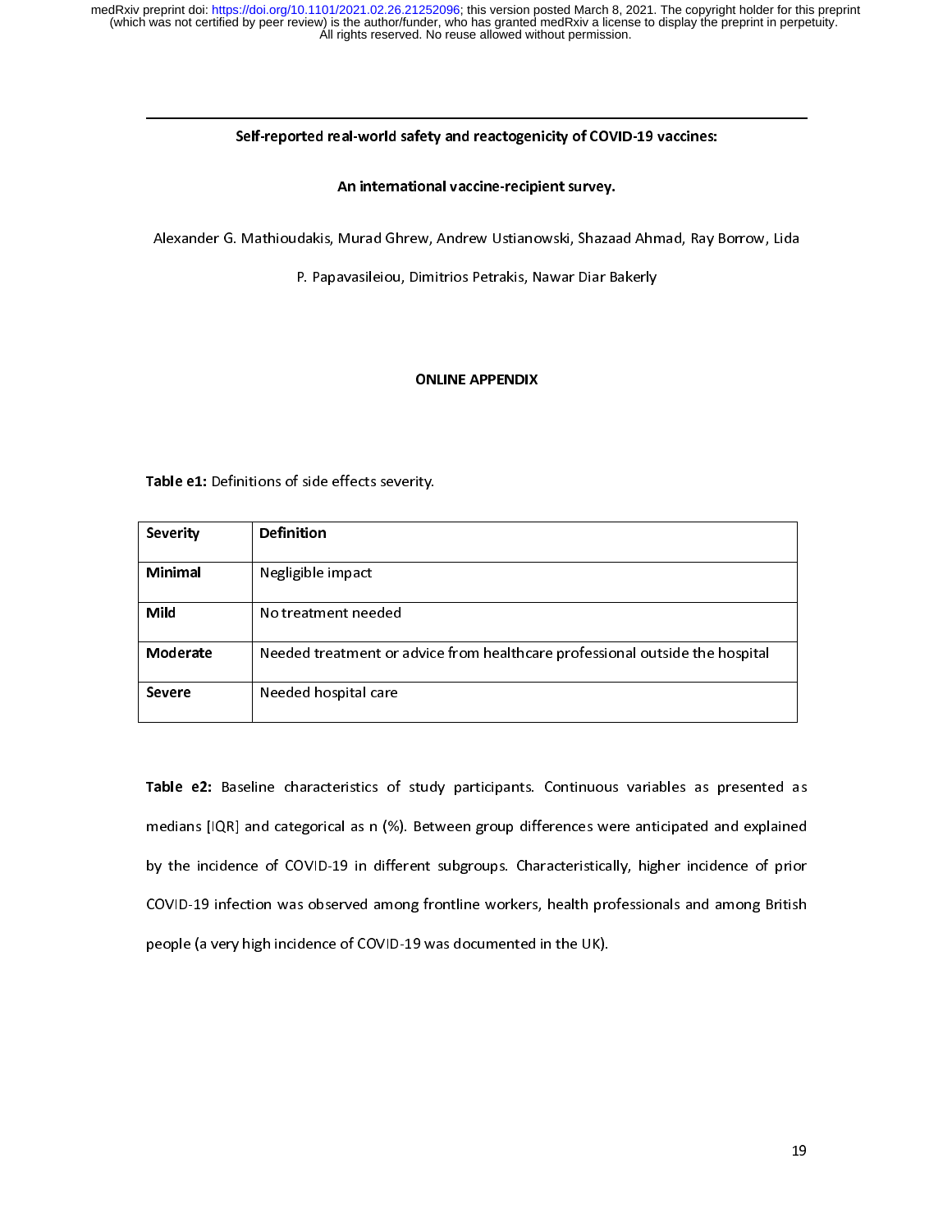Self-reported real-world safety and reactogenicity of COVID-19 vaccines:

An international vaccine-recipient survey.

Alexander G. Mathioudakis, Murad Ghrew, Andrew Ustianowski, Shazaad Ahmad, Ray Borrow, Lida P. Papavasileiou, Dimitrios Petrakis, Nawar Diar Bakerly

## ONLINE APPENDIX

**Table e1:** Definitions of side effects severity.

| Severity | Definition |
|---|---|
| **Minimal** | Negligible impact |
| **Mild** | No treatment needed |
| **Moderate** | Needed treatment or advice from healthcare professional outside the hospital |
| **Severe** | Needed hospital care |

**Table e2:** Baseline characteristics of study participants. Continuous variables as presented as medians [IQR] and categorical as n (%). Between group differences were anticipated and explained by the incidence of COVID-19 in different subgroups. Characteristically, higher incidence of prior COVID-19 infection was observed among frontline workers, health professionals and among British people (a very high incidence of COVID-19 was documented in the UK).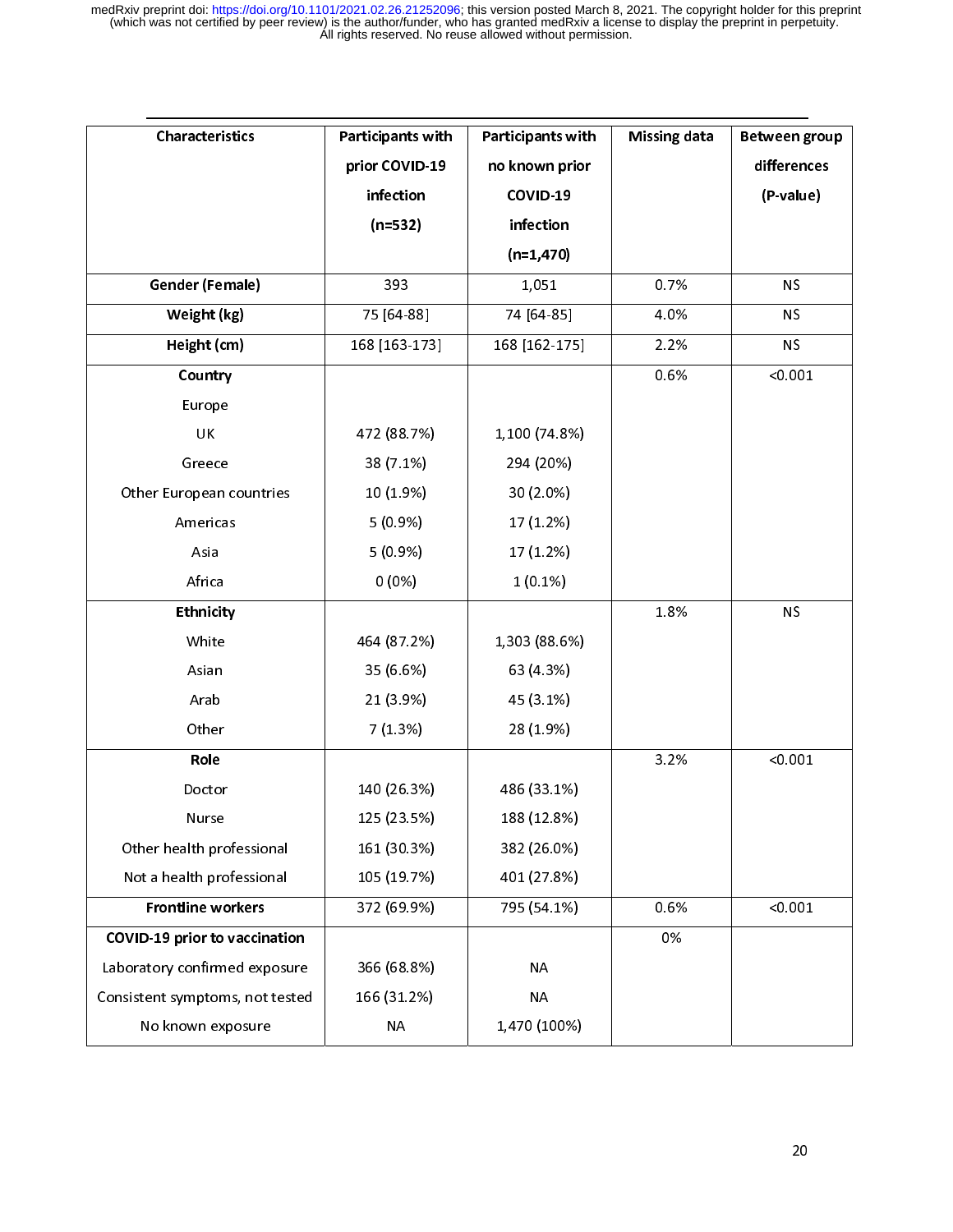| Characteristics | Participants with prior COVID-19 infection (n=532) | Participants with no known prior COVID-19 infection (n=1,470) | Missing data | Between group differences (P-value) |
|---|---|---|---|---|
| **Gender (Female)** | 393 | 1,051 | 0.7% | NS |
| **Weight (kg)** | 75 [64-88] | 74 [64-85] | 4.0% | NS |
| **Height (cm)** | 168 [163-173] | 168 [162-175] | 2.2% | NS |
| **Country** | | | 0.6% | <0.001 |
| Europe | | | | |
| UK | 472 (88.7%) | 1,100 (74.8%) | | |
| Greece | 38 (7.1%) | 294 (20%) | | |
| Other European countries | 10 (1.9%) | 30 (2.0%) | | |
| Americas | 5 (0.9%) | 17 (1.2%) | | |
| Asia | 5 (0.9%) | 17 (1.2%) | | |
| Africa | 0 (0%) | 1 (0.1%) | | |
| **Ethnicity** | | | 1.8% | NS |
| White | 464 (87.2%) | 1,303 (88.6%) | | |
| Asian | 35 (6.6%) | 63 (4.3%) | | |
| Arab | 21 (3.9%) | 45 (3.1%) | | |
| Other | 7 (1.3%) | 28 (1.9%) | | |
| **Role** | | | 3.2% | <0.001 |
| Doctor | 140 (26.3%) | 486 (33.1%) | | |
| Nurse | 125 (23.5%) | 188 (12.8%) | | |
| Other health professional | 161 (30.3%) | 382 (26.0%) | | |
| Not a health professional | 105 (19.7%) | 401 (27.8%) | | |
| **Frontline workers** | 372 (69.9%) | 795 (54.1%) | 0.6% | <0.001 |
| **COVID-19 prior to vaccination** | | | 0% | |
| Laboratory confirmed exposure | 366 (68.8%) | NA | | |
| Consistent symptoms, not tested | 166 (31.2%) | NA | | |
| No known exposure | NA | 1,470 (100%) | | |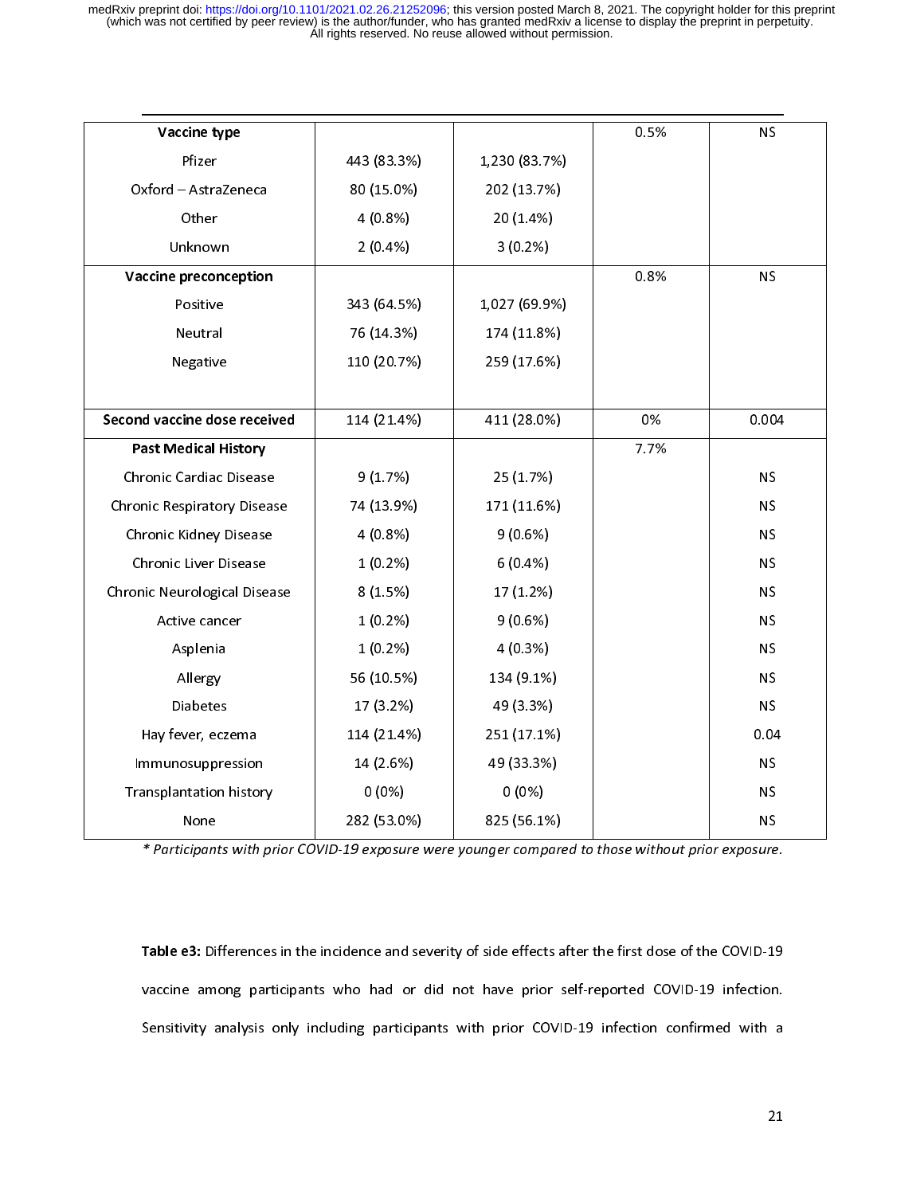| Vaccine type | | | 0.5% | NS |
|---|---|---|---|---|
| Pfizer | 443 (83.3%) | 1,230 (83.7%) | | |
| Oxford – AstraZeneca | 80 (15.0%) | 202 (13.7%) | | |
| Other | 4 (0.8%) | 20 (1.4%) | | |
| Unknown | 2 (0.4%) | 3 (0.2%) | | |
| **Vaccine preconception** | | | 0.8% | NS |
| Positive | 343 (64.5%) | 1,027 (69.9%) | | |
| Neutral | 76 (14.3%) | 174 (11.8%) | | |
| Negative | 110 (20.7%) | 259 (17.6%) | | |
| **Second vaccine dose received** | 114 (21.4%) | 411 (28.0%) | 0% | 0.004 |
| **Past Medical History** | | | 7.7% | |
| Chronic Cardiac Disease | 9 (1.7%) | 25 (1.7%) | | NS |
| Chronic Respiratory Disease | 74 (13.9%) | 171 (11.6%) | | NS |
| Chronic Kidney Disease | 4 (0.8%) | 9 (0.6%) | | NS |
| Chronic Liver Disease | 1 (0.2%) | 6 (0.4%) | | NS |
| Chronic Neurological Disease | 8 (1.5%) | 17 (1.2%) | | NS |
| Active cancer | 1 (0.2%) | 9 (0.6%) | | NS |
| Asplenia | 1 (0.2%) | 4 (0.3%) | | NS |
| Allergy | 56 (10.5%) | 134 (9.1%) | | NS |
| Diabetes | 17 (3.2%) | 49 (3.3%) | | NS |
| Hay fever, eczema | 114 (21.4%) | 251 (17.1%) | | 0.04 |
| Immunosuppression | 14 (2.6%) | 49 (33.3%) | | NS |
| Transplantation history | 0 (0%) | 0 (0%) | | NS |
| None | 282 (53.0%) | 825 (56.1%) | | NS |

*\* Participants with prior COVID-19 exposure were younger compared to those without prior exposure.*

**Table e3:** Differences in the incidence and severity of side effects after the first dose of the COVID-19 vaccine among participants who had or did not have prior self-reported COVID-19 infection. Sensitivity analysis only including participants with prior COVID-19 infection confirmed with a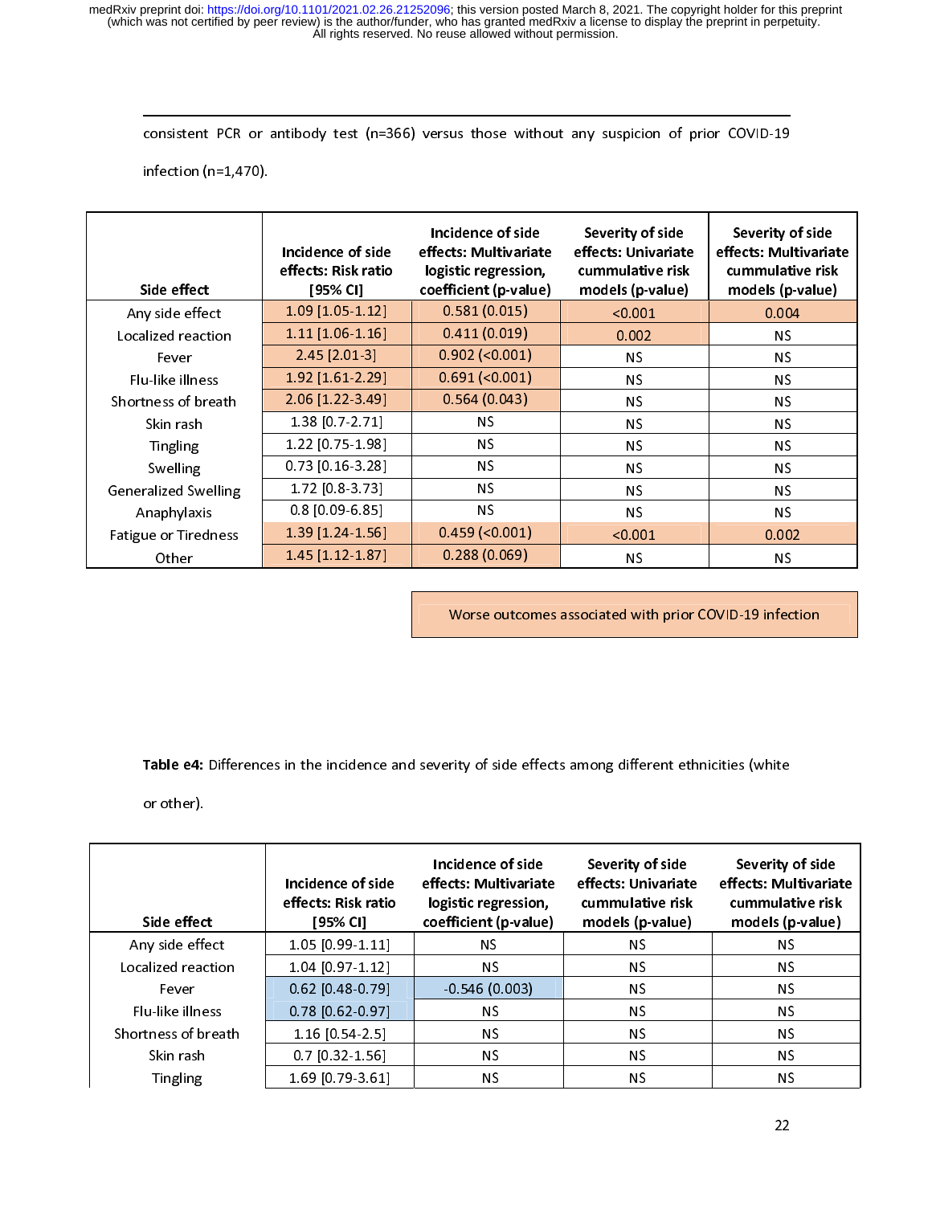consistent PCR or antibody test (n=366) versus those without any suspicion of prior COVID-19 infection (n=1,470).

| Side effect | Incidence of side effects: Risk ratio [95% CI] | Incidence of side effects: Multivariate logistic regression, coefficient (p-value) | Severity of side effects: Univariate cummulative risk models (p-value) | Severity of side effects: Multivariate cummulative risk models (p-value) |
|---|---|---|---|---|
| Any side effect | 1.09 [1.05-1.12] | 0.581 (0.015) | <0.001 | 0.004 |
| Localized reaction | 1.11 [1.06-1.16] | 0.411 (0.019) | 0.002 | NS |
| Fever | 2.45 [2.01-3] | 0.902 (<0.001) | NS | NS |
| Flu-like illness | 1.92 [1.61-2.29] | 0.691 (<0.001) | NS | NS |
| Shortness of breath | 2.06 [1.22-3.49] | 0.564 (0.043) | NS | NS |
| Skin rash | 1.38 [0.7-2.71] | NS | NS | NS |
| Tingling | 1.22 [0.75-1.98] | NS | NS | NS |
| Swelling | 0.73 [0.16-3.28] | NS | NS | NS |
| Generalized Swelling | 1.72 [0.8-3.73] | NS | NS | NS |
| Anaphylaxis | 0.8 [0.09-6.85] | NS | NS | NS |
| Fatigue or Tiredness | 1.39 [1.24-1.56] | 0.459 (<0.001) | <0.001 | 0.002 |
| Other | 1.45 [1.12-1.87] | 0.288 (0.069) | NS | NS |

Worse outcomes associated with prior COVID-19 infection

**Table e4:** Differences in the incidence and severity of side effects among different ethnicities (white or other).

| Side effect | Incidence of side effects: Risk ratio [95% CI] | Incidence of side effects: Multivariate logistic regression, coefficient (p-value) | Severity of side effects: Univariate cummulative risk models (p-value) | Severity of side effects: Multivariate cummulative risk models (p-value) |
|---|---|---|---|---|
| Any side effect | 1.05 [0.99-1.11] | NS | NS | NS |
| Localized reaction | 1.04 [0.97-1.12] | NS | NS | NS |
| Fever | 0.62 [0.48-0.79] | -0.546 (0.003) | NS | NS |
| Flu-like illness | 0.78 [0.62-0.97] | NS | NS | NS |
| Shortness of breath | 1.16 [0.54-2.5] | NS | NS | NS |
| Skin rash | 0.7 [0.32-1.56] | NS | NS | NS |
| Tingling | 1.69 [0.79-3.61] | NS | NS | NS |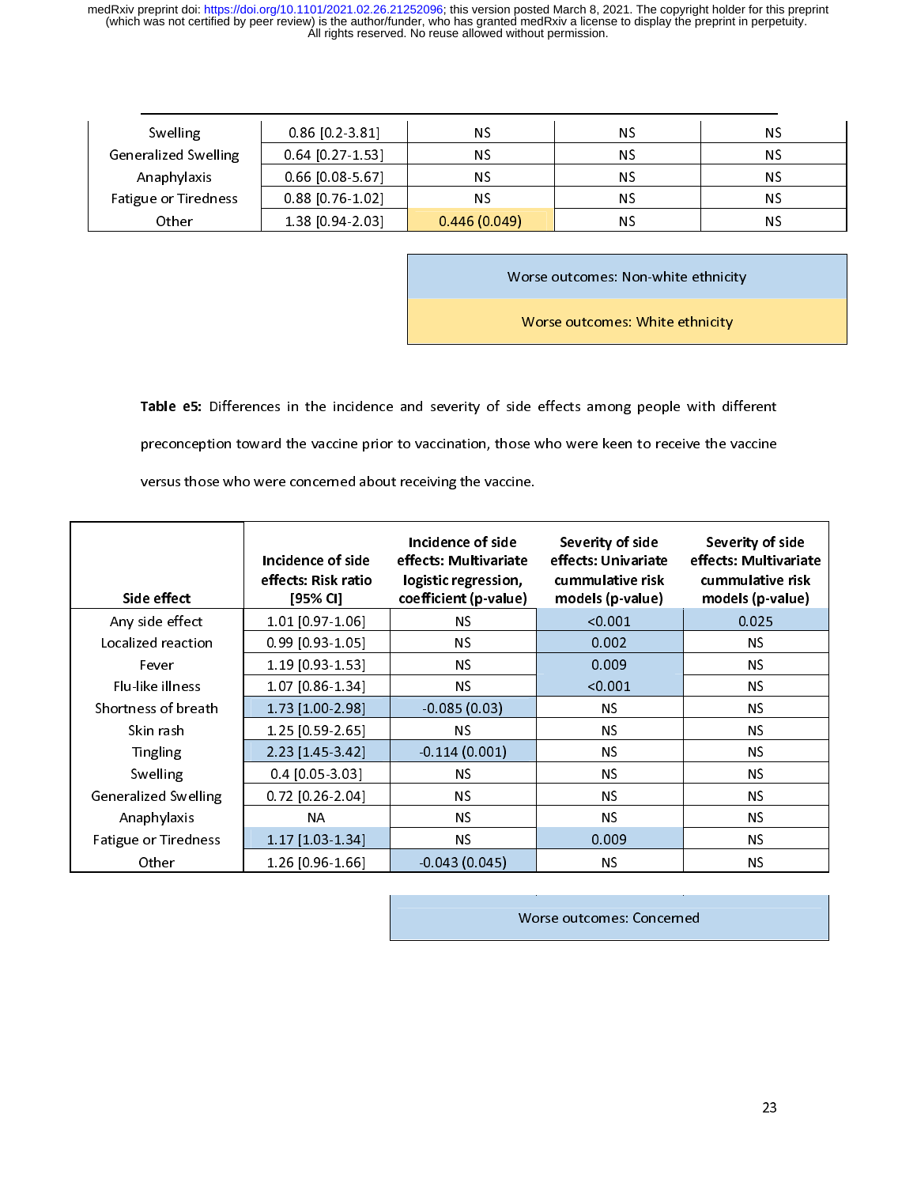| Swelling | 0.86 [0.2-3.81] | NS | NS | NS |
|---|---|---|---|---|
| Generalized Swelling | 0.64 [0.27-1.53] | NS | NS | NS |
| Anaphylaxis | 0.66 [0.08-5.67] | NS | NS | NS |
| Fatigue or Tiredness | 0.88 [0.76-1.02] | NS | NS | NS |
| Other | 1.38 [0.94-2.03] | 0.446 (0.049) | NS | NS |

Worse outcomes: Non-white ethnicity

Worse outcomes: White ethnicity

**Table e5:** Differences in the incidence and severity of side effects among people with different preconception toward the vaccine prior to vaccination, those who were keen to receive the vaccine versus those who were concerned about receiving the vaccine.

| Side effect | Incidence of side effects: Risk ratio [95% CI] | Incidence of side effects: Multivariate logistic regression, coefficient (p-value) | Severity of side effects: Univariate cummulative risk models (p-value) | Severity of side effects: Multivariate cummulative risk models (p-value) |
|---|---|---|---|---|
| Any side effect | 1.01 [0.97-1.06] | NS | <0.001 | 0.025 |
| Localized reaction | 0.99 [0.93-1.05] | NS | 0.002 | NS |
| Fever | 1.19 [0.93-1.53] | NS | 0.009 | NS |
| Flu-like illness | 1.07 [0.86-1.34] | NS | <0.001 | NS |
| Shortness of breath | 1.73 [1.00-2.98] | -0.085 (0.03) | NS | NS |
| Skin rash | 1.25 [0.59-2.65] | NS | NS | NS |
| Tingling | 2.23 [1.45-3.42] | -0.114 (0.001) | NS | NS |
| Swelling | 0.4 [0.05-3.03] | NS | NS | NS |
| Generalized Swelling | 0.72 [0.26-2.04] | NS | NS | NS |
| Anaphylaxis | NA | NS | NS | NS |
| Fatigue or Tiredness | 1.17 [1.03-1.34] | NS | 0.009 | NS |
| Other | 1.26 [0.96-1.66] | -0.043 (0.045) | NS | NS |

Worse outcomes: Concerned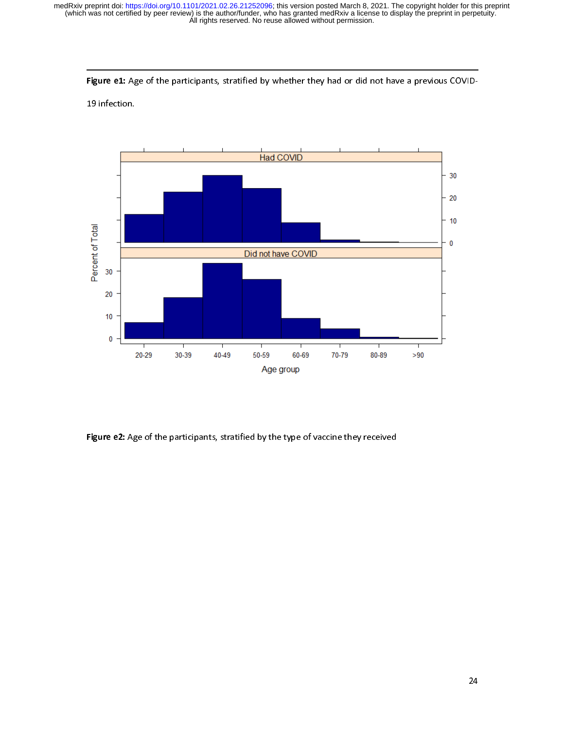**Figure e1:** Age of the participants, stratified by whether they had or did not have a previous COVID-19 infection.

**Figure e2:** Age of the participants, stratified by the type of vaccine they received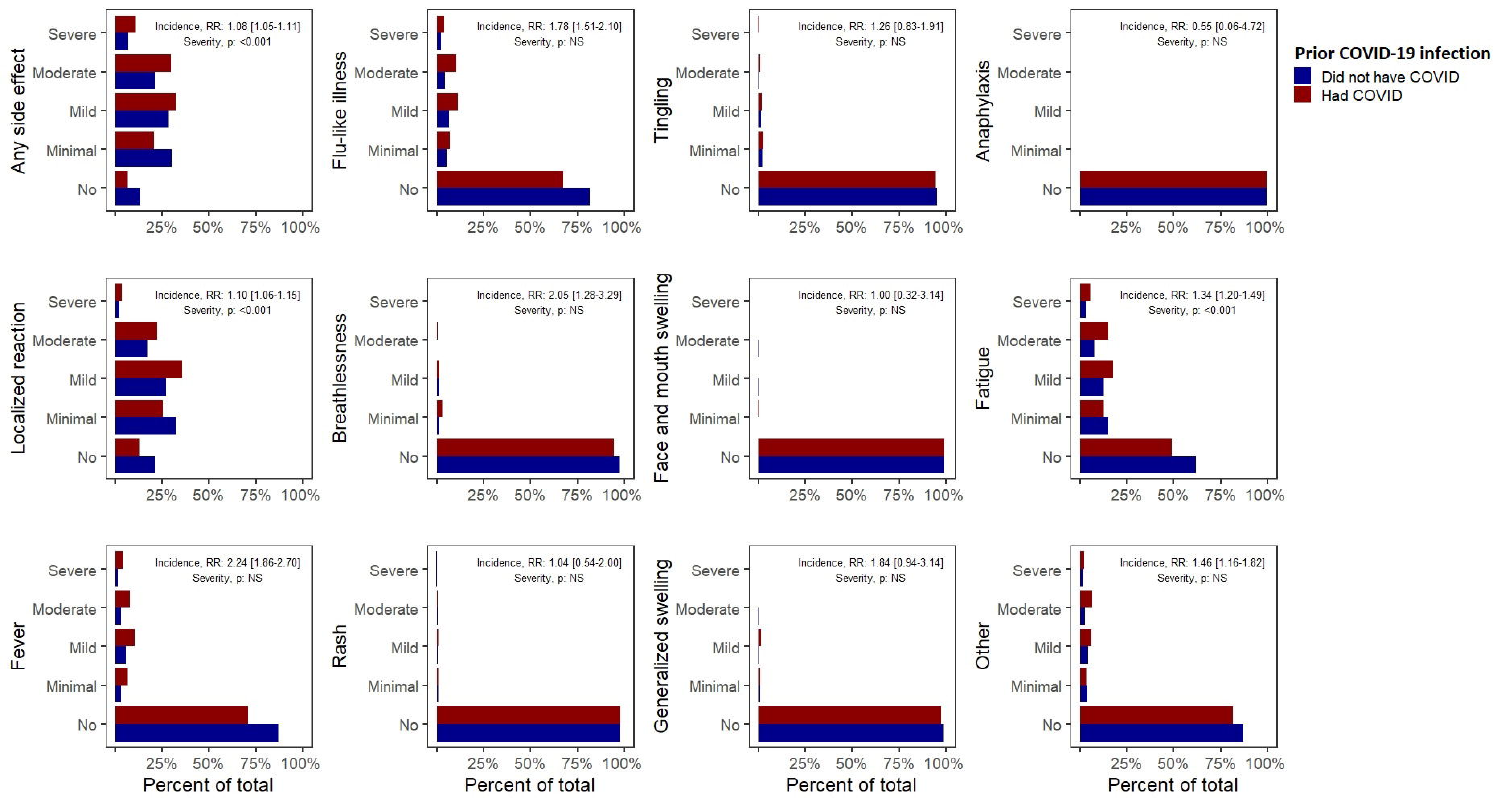**Prior COVID-19 infection**

- Did not have COVID
- Had COVID

| Side effect | Incidence, RR | Severity, p |
| --- | --- | --- |
| Any side effect | 1.08 [1.05-1.11] | <0.001 |
| Flu-like illness | 1.78 [1.51-2.10] | NS |
| Tingling | 1.26 [0.83-1.91] | NS |
| Anaphylaxis | 0.55 [0.06-4.72] | NS |
| Localized reaction | 1.10 [1.06-1.15] | <0.001 |
| Breathlessness | 2.05 [1.28-3.29] | NS |
| Face and mouth swelling | 1.00 [0.32-3.14] | NS |
| Fatigue | 1.34 [1.20-1.49] | <0.001 |
| Fever | 2.24 [1.86-2.70] | NS |
| Rash | 1.04 [0.54-2.00] | NS |
| Generalized swelling | 1.84 [0.94-3.14] | NS |
| Other | 1.46 [1.16-1.82] | NS |

Severity categories: No, Minimal, Mild, Moderate, Severe

Percent of total: 25%, 50%, 75%, 100%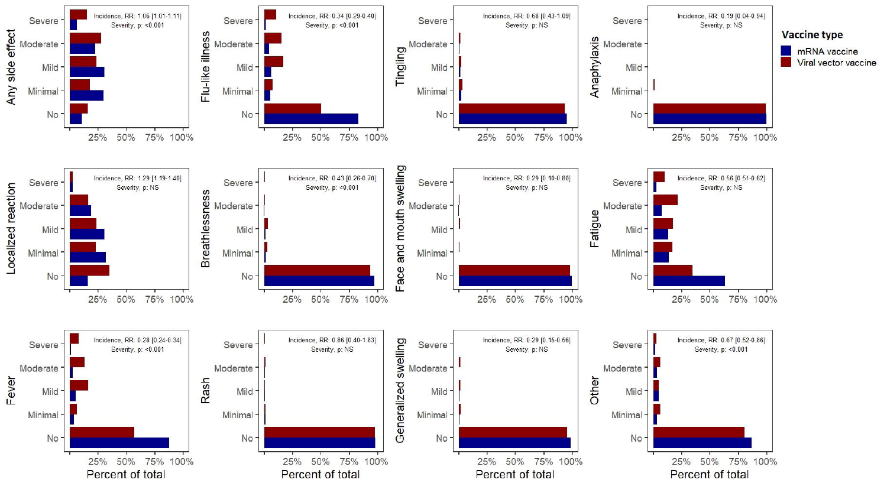Vaccine type

mRNA vaccine

Viral vector vaccine

Any side effect

Incidence, RR: 1.06 [1.01-1.11]

Severity, p: <0.001

Flu-like illness

Incidence, RR: 0.34 [0.29-0.40]

Severity, p: <0.001

Tingling

Incidence, RR: 0.68 [0.43-1.09]

Severity, p: NS

Anaphylaxis

Incidence, RR: 0.19 [0.04-0.94]

Severity, p: NS

Localized reaction

Incidence, RR: 1.29 [1.19-1.40]

Severity, p: NS

Breathlessness

Incidence, RR: 0.43 [0.26-0.70]

Severity, p: <0.001

Face and mouth swelling

Incidence, RR: 0.29 [0.10-0.80]

Severity, p: NS

Fatigue

Incidence, RR: 0.56 [0.51-0.62]

Severity, p: NS

Fever

Incidence, RR: 0.28 [0.24-0.34]

Severity, p: <0.001

Rash

Incidence, RR: 0.86 [0.40-1.83]

Severity, p: NS

Generalized swelling

Incidence, RR: 0.29 [0.15-0.56]

Severity, p: NS

Other

Incidence, RR: 0.67 [0.52-0.86]

Severity, p: <0.001

Severe

Moderate

Mild

Minimal

No

25% 50% 75% 100%

Percent of total